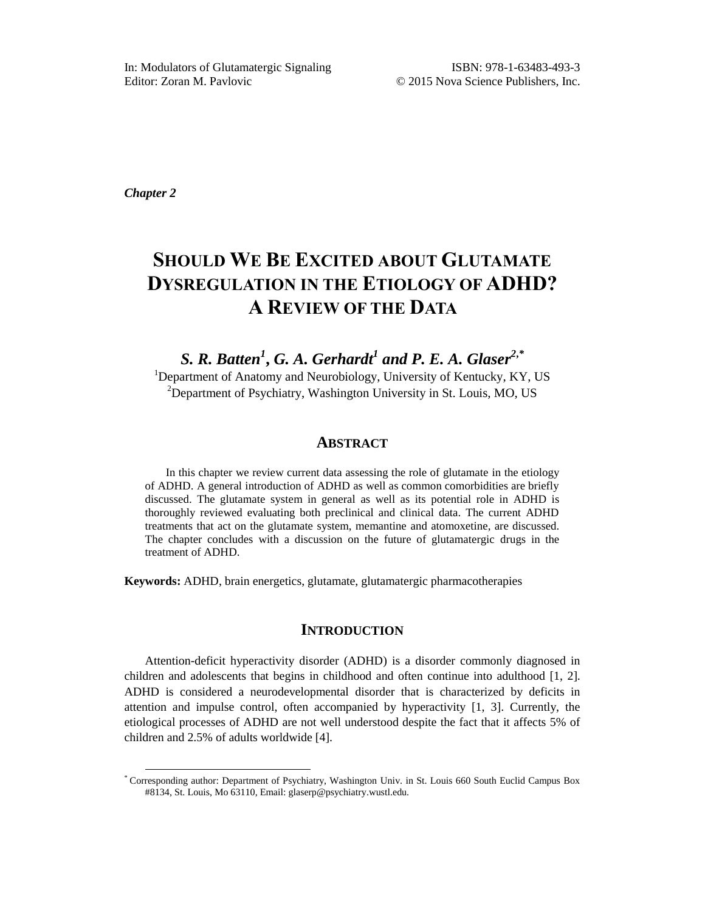In: Modulators of Glutamatergic Signaling
Editor: Zoran M. Pavlovic

ISBN: 978-1-63483-493-3
© 2015 Nova Science Publishers, Inc.

***Chapter 2***

# SHOULD WE BE EXCITED ABOUT GLUTAMATE DYSREGULATION IN THE ETIOLOGY OF ADHD? A REVIEW OF THE DATA

***S. R. Batten[1], G. A. Gerhardt[1] and P. E. A. Glaser[2,*]***

[1]Department of Anatomy and Neurobiology, University of Kentucky, KY, US
[2]Department of Psychiatry, Washington University in St. Louis, MO, US

## ABSTRACT

In this chapter we review current data assessing the role of glutamate in the etiology of ADHD. A general introduction of ADHD as well as common comorbidities are briefly discussed. The glutamate system in general as well as its potential role in ADHD is thoroughly reviewed evaluating both preclinical and clinical data. The current ADHD treatments that act on the glutamate system, memantine and atomoxetine, are discussed. The chapter concludes with a discussion on the future of glutamatergic drugs in the treatment of ADHD.

**Keywords:** ADHD, brain energetics, glutamate, glutamatergic pharmacotherapies

## INTRODUCTION

Attention-deficit hyperactivity disorder (ADHD) is a disorder commonly diagnosed in children and adolescents that begins in childhood and often continue into adulthood [1, 2]. ADHD is considered a neurodevelopmental disorder that is characterized by deficits in attention and impulse control, often accompanied by hyperactivity [1, 3]. Currently, the etiological processes of ADHD are not well understood despite the fact that it affects 5% of children and 2.5% of adults worldwide [4].

[*] Corresponding author: Department of Psychiatry, Washington Univ. in St. Louis 660 South Euclid Campus Box #8134, St. Louis, Mo 63110, Email: glaserp@psychiatry.wustl.edu.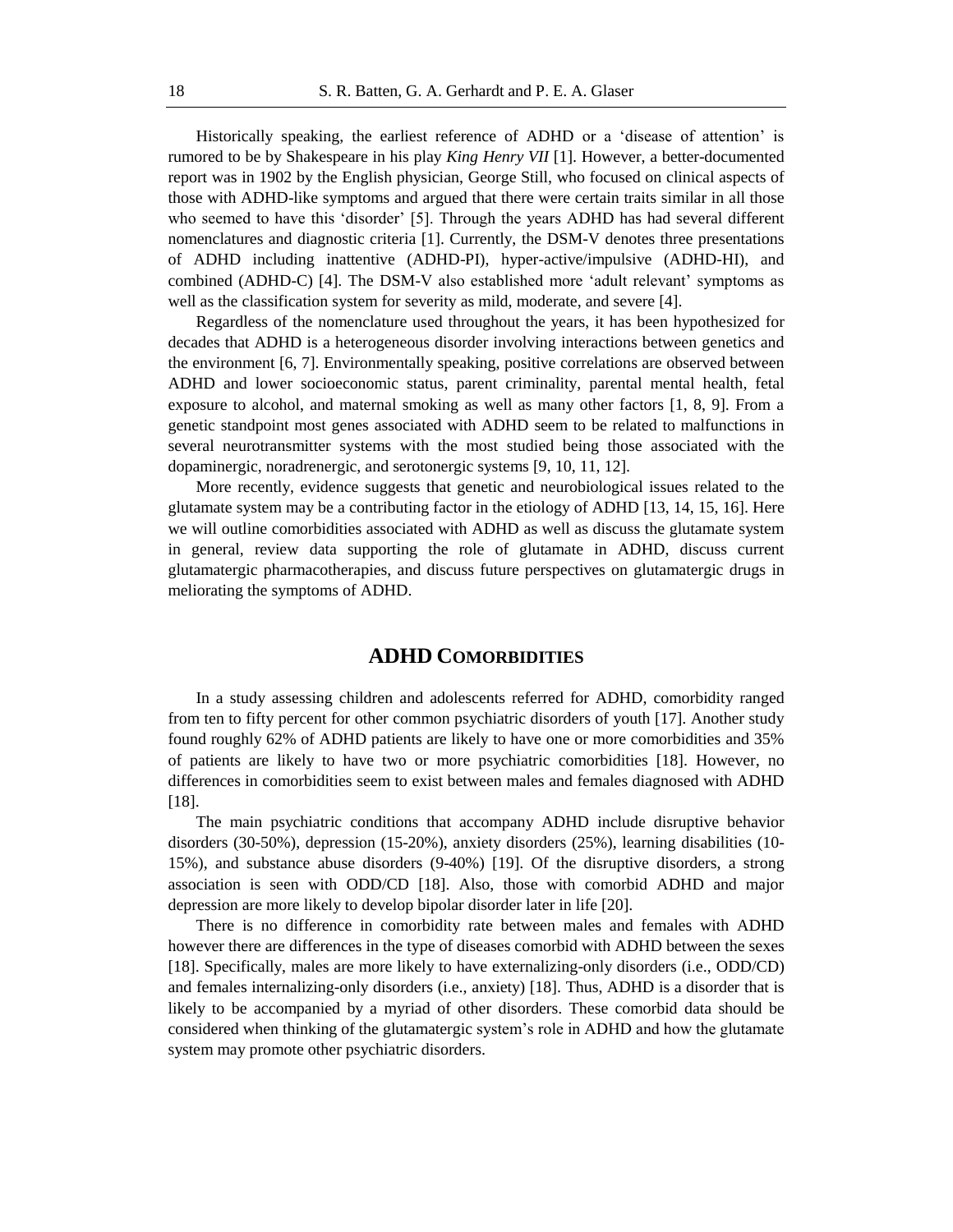Historically speaking, the earliest reference of ADHD or a 'disease of attention' is rumored to be by Shakespeare in his play *King Henry VII* [1]. However, a better-documented report was in 1902 by the English physician, George Still, who focused on clinical aspects of those with ADHD-like symptoms and argued that there were certain traits similar in all those who seemed to have this 'disorder' [5]. Through the years ADHD has had several different nomenclatures and diagnostic criteria [1]. Currently, the DSM-V denotes three presentations of ADHD including inattentive (ADHD-PI), hyper-active/impulsive (ADHD-HI), and combined (ADHD-C) [4]. The DSM-V also established more 'adult relevant' symptoms as well as the classification system for severity as mild, moderate, and severe [4].

Regardless of the nomenclature used throughout the years, it has been hypothesized for decades that ADHD is a heterogeneous disorder involving interactions between genetics and the environment [6, 7]. Environmentally speaking, positive correlations are observed between ADHD and lower socioeconomic status, parent criminality, parental mental health, fetal exposure to alcohol, and maternal smoking as well as many other factors [1, 8, 9]. From a genetic standpoint most genes associated with ADHD seem to be related to malfunctions in several neurotransmitter systems with the most studied being those associated with the dopaminergic, noradrenergic, and serotonergic systems [9, 10, 11, 12].

More recently, evidence suggests that genetic and neurobiological issues related to the glutamate system may be a contributing factor in the etiology of ADHD [13, 14, 15, 16]. Here we will outline comorbidities associated with ADHD as well as discuss the glutamate system in general, review data supporting the role of glutamate in ADHD, discuss current glutamatergic pharmacotherapies, and discuss future perspectives on glutamatergic drugs in meliorating the symptoms of ADHD.

## ADHD Comorbidities

In a study assessing children and adolescents referred for ADHD, comorbidity ranged from ten to fifty percent for other common psychiatric disorders of youth [17]. Another study found roughly 62% of ADHD patients are likely to have one or more comorbidities and 35% of patients are likely to have two or more psychiatric comorbidities [18]. However, no differences in comorbidities seem to exist between males and females diagnosed with ADHD [18].

The main psychiatric conditions that accompany ADHD include disruptive behavior disorders (30-50%), depression (15-20%), anxiety disorders (25%), learning disabilities (10-15%), and substance abuse disorders (9-40%) [19]. Of the disruptive disorders, a strong association is seen with ODD/CD [18]. Also, those with comorbid ADHD and major depression are more likely to develop bipolar disorder later in life [20].

There is no difference in comorbidity rate between males and females with ADHD however there are differences in the type of diseases comorbid with ADHD between the sexes [18]. Specifically, males are more likely to have externalizing-only disorders (i.e., ODD/CD) and females internalizing-only disorders (i.e., anxiety) [18]. Thus, ADHD is a disorder that is likely to be accompanied by a myriad of other disorders. These comorbid data should be considered when thinking of the glutamatergic system's role in ADHD and how the glutamate system may promote other psychiatric disorders.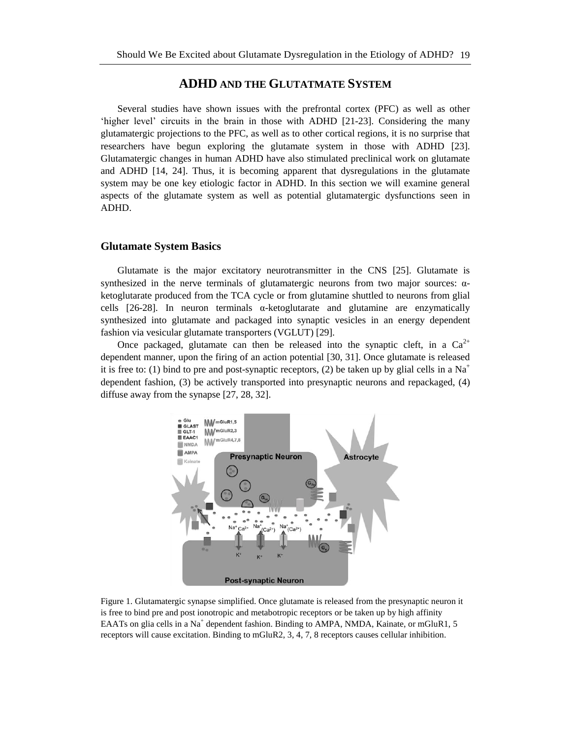## ADHD AND THE GLUTATMATE SYSTEM

Several studies have shown issues with the prefrontal cortex (PFC) as well as other 'higher level' circuits in the brain in those with ADHD [21-23]. Considering the many glutamatergic projections to the PFC, as well as to other cortical regions, it is no surprise that researchers have begun exploring the glutamate system in those with ADHD [23]. Glutamatergic changes in human ADHD have also stimulated preclinical work on glutamate and ADHD [14, 24]. Thus, it is becoming apparent that dysregulations in the glutamate system may be one key etiologic factor in ADHD. In this section we will examine general aspects of the glutamate system as well as potential glutamatergic dysfunctions seen in ADHD.

### Glutamate System Basics

Glutamate is the major excitatory neurotransmitter in the CNS [25]. Glutamate is synthesized in the nerve terminals of glutamatergic neurons from two major sources: α-ketoglutarate produced from the TCA cycle or from glutamine shuttled to neurons from glial cells [26-28]. In neuron terminals α-ketoglutarate and glutamine are enzymatically synthesized into glutamate and packaged into synaptic vesicles in an energy dependent fashion via vesicular glutamate transporters (VGLUT) [29].

Once packaged, glutamate can then be released into the synaptic cleft, in a $Ca^{2+}$ dependent manner, upon the firing of an action potential [30, 31]. Once glutamate is released it is free to: (1) bind to pre and post-synaptic receptors, (2) be taken up by glial cells in a $Na^{+}$ dependent fashion, (3) be actively transported into presynaptic neurons and repackaged, (4) diffuse away from the synapse [27, 28, 32].

Figure 1. Glutamatergic synapse simplified. Once glutamate is released from the presynaptic neuron it is free to bind pre and post ionotropic and metabotropic receptors or be taken up by high affinity EAATs on glia cells in a $Na^{+}$ dependent fashion. Binding to AMPA, NMDA, Kainate, or mGluR1, 5 receptors will cause excitation. Binding to mGluR2, 3, 4, 7, 8 receptors causes cellular inhibition.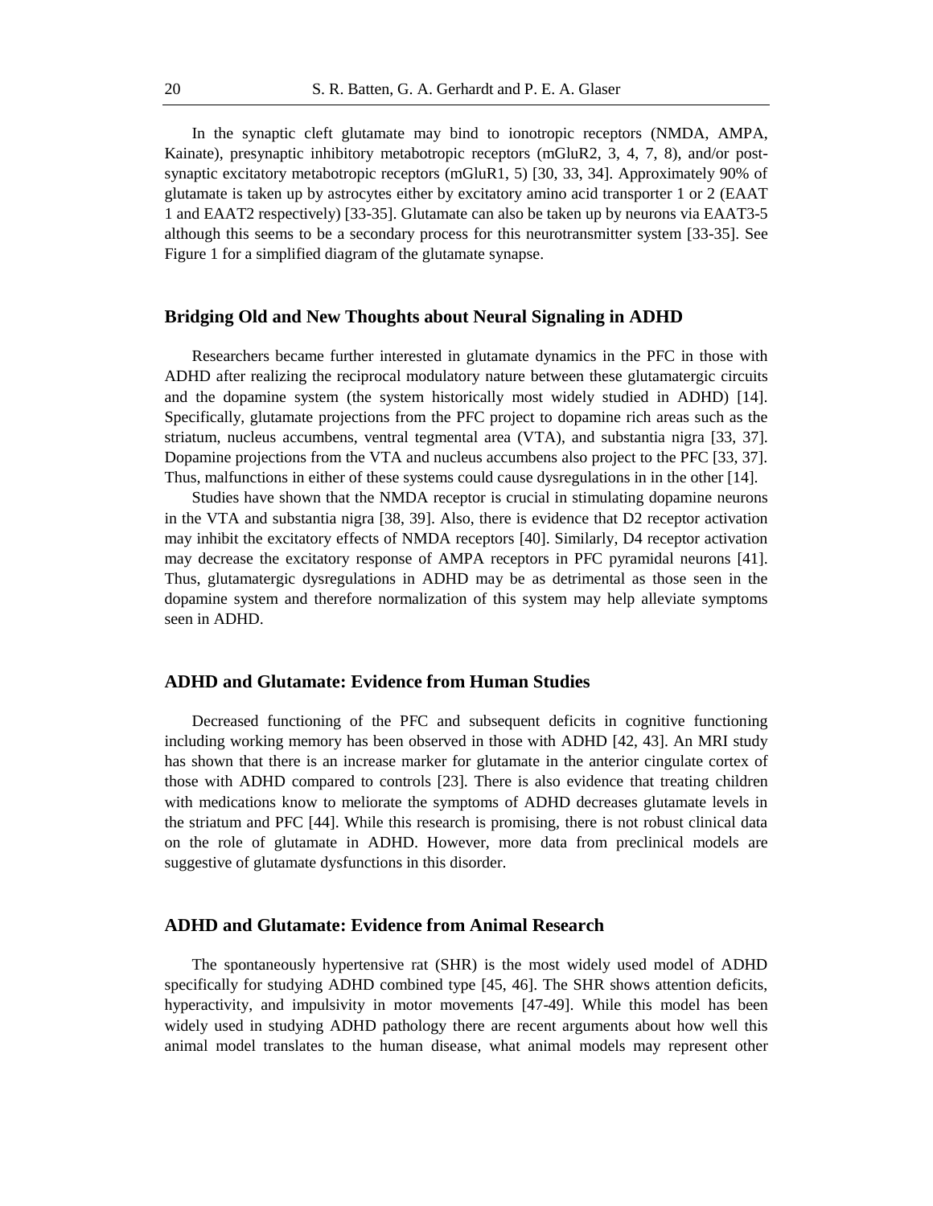In the synaptic cleft glutamate may bind to ionotropic receptors (NMDA, AMPA, Kainate), presynaptic inhibitory metabotropic receptors (mGluR2, 3, 4, 7, 8), and/or post-synaptic excitatory metabotropic receptors (mGluR1, 5) [30, 33, 34]. Approximately 90% of glutamate is taken up by astrocytes either by excitatory amino acid transporter 1 or 2 (EAAT 1 and EAAT2 respectively) [33-35]. Glutamate can also be taken up by neurons via EAAT3-5 although this seems to be a secondary process for this neurotransmitter system [33-35]. See Figure 1 for a simplified diagram of the glutamate synapse.

## Bridging Old and New Thoughts about Neural Signaling in ADHD

Researchers became further interested in glutamate dynamics in the PFC in those with ADHD after realizing the reciprocal modulatory nature between these glutamatergic circuits and the dopamine system (the system historically most widely studied in ADHD) [14]. Specifically, glutamate projections from the PFC project to dopamine rich areas such as the striatum, nucleus accumbens, ventral tegmental area (VTA), and substantia nigra [33, 37]. Dopamine projections from the VTA and nucleus accumbens also project to the PFC [33, 37]. Thus, malfunctions in either of these systems could cause dysregulations in in the other [14].

Studies have shown that the NMDA receptor is crucial in stimulating dopamine neurons in the VTA and substantia nigra [38, 39]. Also, there is evidence that D2 receptor activation may inhibit the excitatory effects of NMDA receptors [40]. Similarly, D4 receptor activation may decrease the excitatory response of AMPA receptors in PFC pyramidal neurons [41]. Thus, glutamatergic dysregulations in ADHD may be as detrimental as those seen in the dopamine system and therefore normalization of this system may help alleviate symptoms seen in ADHD.

## ADHD and Glutamate: Evidence from Human Studies

Decreased functioning of the PFC and subsequent deficits in cognitive functioning including working memory has been observed in those with ADHD [42, 43]. An MRI study has shown that there is an increase marker for glutamate in the anterior cingulate cortex of those with ADHD compared to controls [23]. There is also evidence that treating children with medications know to meliorate the symptoms of ADHD decreases glutamate levels in the striatum and PFC [44]. While this research is promising, there is not robust clinical data on the role of glutamate in ADHD. However, more data from preclinical models are suggestive of glutamate dysfunctions in this disorder.

## ADHD and Glutamate: Evidence from Animal Research

The spontaneously hypertensive rat (SHR) is the most widely used model of ADHD specifically for studying ADHD combined type [45, 46]. The SHR shows attention deficits, hyperactivity, and impulsivity in motor movements [47-49]. While this model has been widely used in studying ADHD pathology there are recent arguments about how well this animal model translates to the human disease, what animal models may represent other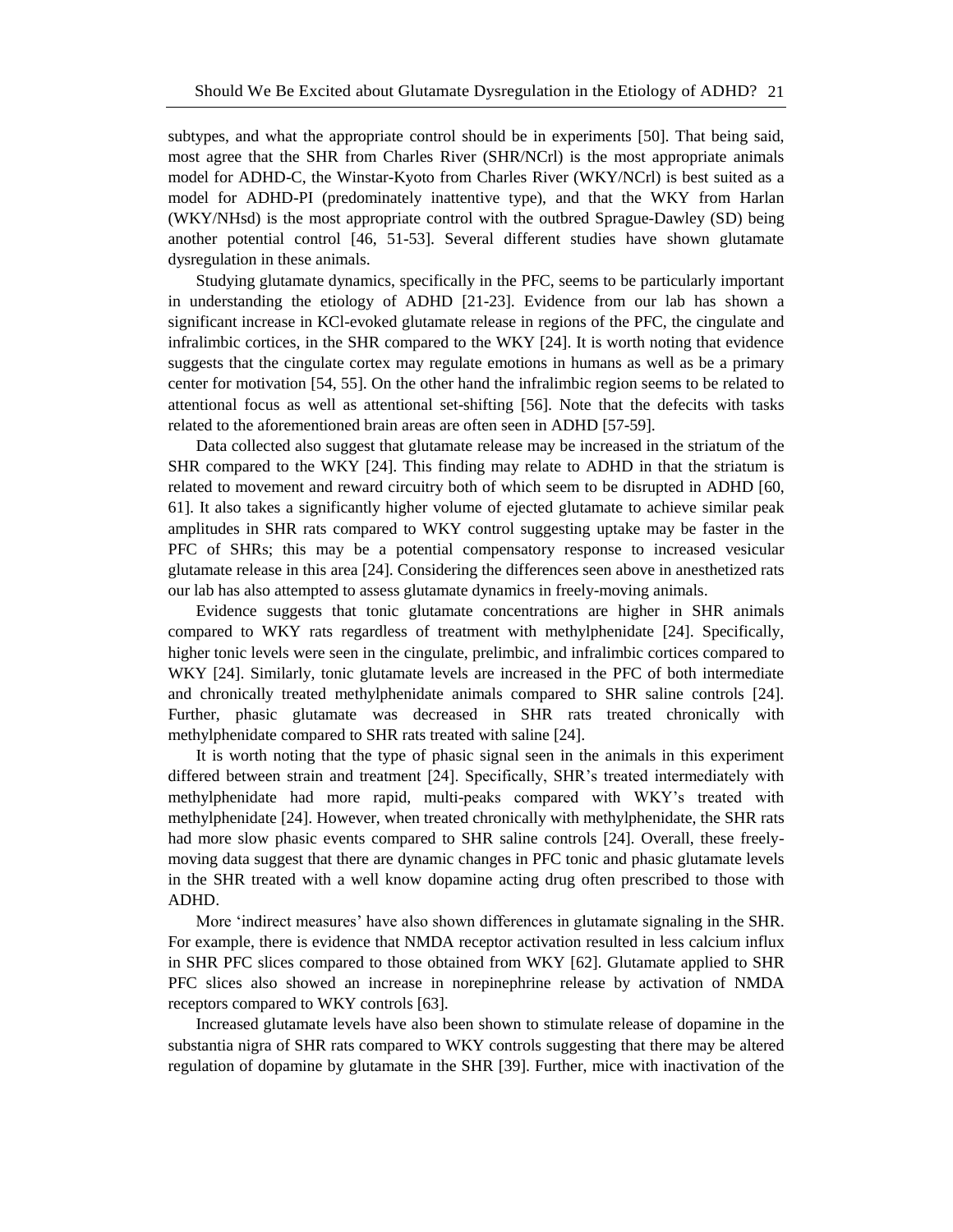subtypes, and what the appropriate control should be in experiments [50]. That being said, most agree that the SHR from Charles River (SHR/NCrl) is the most appropriate animals model for ADHD-C, the Winstar-Kyoto from Charles River (WKY/NCrl) is best suited as a model for ADHD-PI (predominately inattentive type), and that the WKY from Harlan (WKY/NHsd) is the most appropriate control with the outbred Sprague-Dawley (SD) being another potential control [46, 51-53]. Several different studies have shown glutamate dysregulation in these animals.

Studying glutamate dynamics, specifically in the PFC, seems to be particularly important in understanding the etiology of ADHD [21-23]. Evidence from our lab has shown a significant increase in KCl-evoked glutamate release in regions of the PFC, the cingulate and infralimbic cortices, in the SHR compared to the WKY [24]. It is worth noting that evidence suggests that the cingulate cortex may regulate emotions in humans as well as be a primary center for motivation [54, 55]. On the other hand the infralimbic region seems to be related to attentional focus as well as attentional set-shifting [56]. Note that the defecits with tasks related to the aforementioned brain areas are often seen in ADHD [57-59].

Data collected also suggest that glutamate release may be increased in the striatum of the SHR compared to the WKY [24]. This finding may relate to ADHD in that the striatum is related to movement and reward circuitry both of which seem to be disrupted in ADHD [60, 61]. It also takes a significantly higher volume of ejected glutamate to achieve similar peak amplitudes in SHR rats compared to WKY control suggesting uptake may be faster in the PFC of SHRs; this may be a potential compensatory response to increased vesicular glutamate release in this area [24]. Considering the differences seen above in anesthetized rats our lab has also attempted to assess glutamate dynamics in freely-moving animals.

Evidence suggests that tonic glutamate concentrations are higher in SHR animals compared to WKY rats regardless of treatment with methylphenidate [24]. Specifically, higher tonic levels were seen in the cingulate, prelimbic, and infralimbic cortices compared to WKY [24]. Similarly, tonic glutamate levels are increased in the PFC of both intermediate and chronically treated methylphenidate animals compared to SHR saline controls [24]. Further, phasic glutamate was decreased in SHR rats treated chronically with methylphenidate compared to SHR rats treated with saline [24].

It is worth noting that the type of phasic signal seen in the animals in this experiment differed between strain and treatment [24]. Specifically, SHR's treated intermediately with methylphenidate had more rapid, multi-peaks compared with WKY's treated with methylphenidate [24]. However, when treated chronically with methylphenidate, the SHR rats had more slow phasic events compared to SHR saline controls [24]. Overall, these freely-moving data suggest that there are dynamic changes in PFC tonic and phasic glutamate levels in the SHR treated with a well know dopamine acting drug often prescribed to those with ADHD.

More 'indirect measures' have also shown differences in glutamate signaling in the SHR. For example, there is evidence that NMDA receptor activation resulted in less calcium influx in SHR PFC slices compared to those obtained from WKY [62]. Glutamate applied to SHR PFC slices also showed an increase in norepinephrine release by activation of NMDA receptors compared to WKY controls [63].

Increased glutamate levels have also been shown to stimulate release of dopamine in the substantia nigra of SHR rats compared to WKY controls suggesting that there may be altered regulation of dopamine by glutamate in the SHR [39]. Further, mice with inactivation of the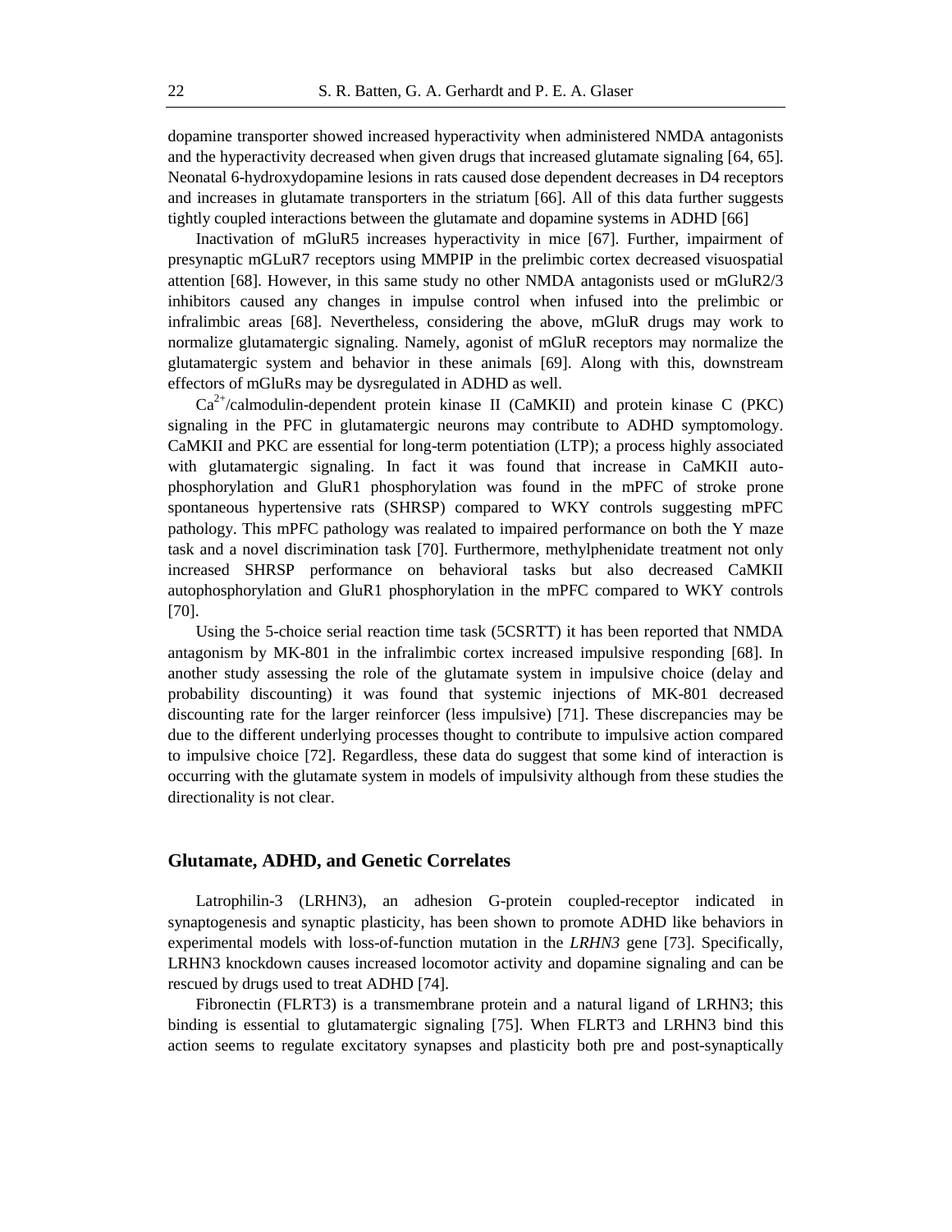dopamine transporter showed increased hyperactivity when administered NMDA antagonists and the hyperactivity decreased when given drugs that increased glutamate signaling [64, 65]. Neonatal 6-hydroxydopamine lesions in rats caused dose dependent decreases in D4 receptors and increases in glutamate transporters in the striatum [66]. All of this data further suggests tightly coupled interactions between the glutamate and dopamine systems in ADHD [66]

Inactivation of mGluR5 increases hyperactivity in mice [67]. Further, impairment of presynaptic mGLuR7 receptors using MMPIP in the prelimbic cortex decreased visuospatial attention [68]. However, in this same study no other NMDA antagonists used or mGluR2/3 inhibitors caused any changes in impulse control when infused into the prelimbic or infralimbic areas [68]. Nevertheless, considering the above, mGluR drugs may work to normalize glutamatergic signaling. Namely, agonist of mGluR receptors may normalize the glutamatergic system and behavior in these animals [69]. Along with this, downstream effectors of mGluRs may be dysregulated in ADHD as well.

$Ca^{2+}$/calmodulin-dependent protein kinase II (CaMKII) and protein kinase C (PKC) signaling in the PFC in glutamatergic neurons may contribute to ADHD symptomology. CaMKII and PKC are essential for long-term potentiation (LTP); a process highly associated with glutamatergic signaling. In fact it was found that increase in CaMKII auto-phosphorylation and GluR1 phosphorylation was found in the mPFC of stroke prone spontaneous hypertensive rats (SHRSP) compared to WKY controls suggesting mPFC pathology. This mPFC pathology was realated to impaired performance on both the Y maze task and a novel discrimination task [70]. Furthermore, methylphenidate treatment not only increased SHRSP performance on behavioral tasks but also decreased CaMKII autophosphorylation and GluR1 phosphorylation in the mPFC compared to WKY controls [70].

Using the 5-choice serial reaction time task (5CSRTT) it has been reported that NMDA antagonism by MK-801 in the infralimbic cortex increased impulsive responding [68]. In another study assessing the role of the glutamate system in impulsive choice (delay and probability discounting) it was found that systemic injections of MK-801 decreased discounting rate for the larger reinforcer (less impulsive) [71]. These discrepancies may be due to the different underlying processes thought to contribute to impulsive action compared to impulsive choice [72]. Regardless, these data do suggest that some kind of interaction is occurring with the glutamate system in models of impulsivity although from these studies the directionality is not clear.

## Glutamate, ADHD, and Genetic Correlates

Latrophilin-3 (LRHN3), an adhesion G-protein coupled-receptor indicated in synaptogenesis and synaptic plasticity, has been shown to promote ADHD like behaviors in experimental models with loss-of-function mutation in the *LRHN3* gene [73]. Specifically, LRHN3 knockdown causes increased locomotor activity and dopamine signaling and can be rescued by drugs used to treat ADHD [74].

Fibronectin (FLRT3) is a transmembrane protein and a natural ligand of LRHN3; this binding is essential to glutamatergic signaling [75]. When FLRT3 and LRHN3 bind this action seems to regulate excitatory synapses and plasticity both pre and post-synaptically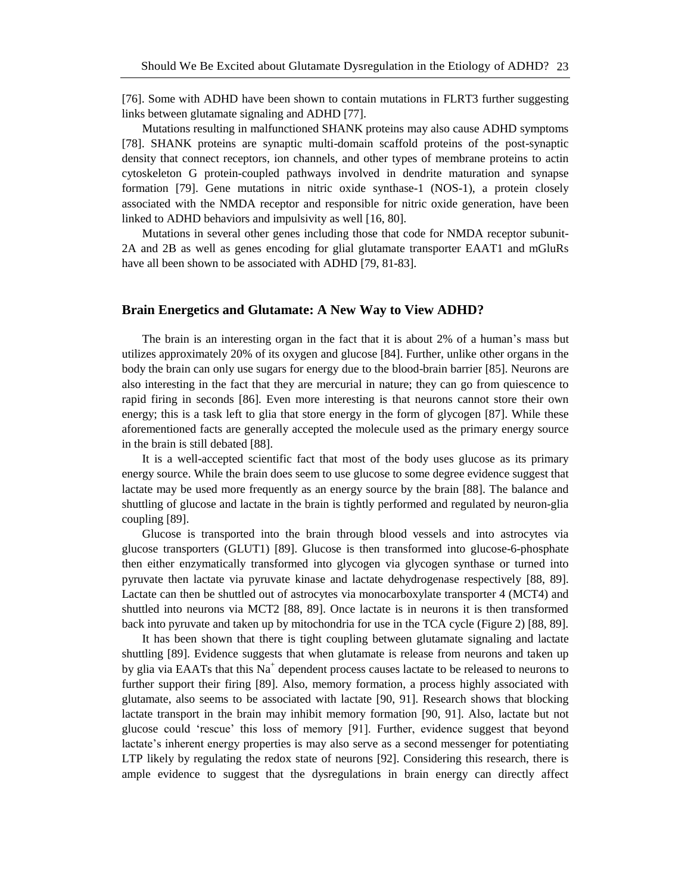[76]. Some with ADHD have been shown to contain mutations in FLRT3 further suggesting links between glutamate signaling and ADHD [77].

Mutations resulting in malfunctioned SHANK proteins may also cause ADHD symptoms [78]. SHANK proteins are synaptic multi-domain scaffold proteins of the post-synaptic density that connect receptors, ion channels, and other types of membrane proteins to actin cytoskeleton G protein-coupled pathways involved in dendrite maturation and synapse formation [79]. Gene mutations in nitric oxide synthase-1 (NOS-1), a protein closely associated with the NMDA receptor and responsible for nitric oxide generation, have been linked to ADHD behaviors and impulsivity as well [16, 80].

Mutations in several other genes including those that code for NMDA receptor subunit-2A and 2B as well as genes encoding for glial glutamate transporter EAAT1 and mGluRs have all been shown to be associated with ADHD [79, 81-83].

## Brain Energetics and Glutamate: A New Way to View ADHD?

The brain is an interesting organ in the fact that it is about 2% of a human's mass but utilizes approximately 20% of its oxygen and glucose [84]. Further, unlike other organs in the body the brain can only use sugars for energy due to the blood-brain barrier [85]. Neurons are also interesting in the fact that they are mercurial in nature; they can go from quiescence to rapid firing in seconds [86]. Even more interesting is that neurons cannot store their own energy; this is a task left to glia that store energy in the form of glycogen [87]. While these aforementioned facts are generally accepted the molecule used as the primary energy source in the brain is still debated [88].

It is a well-accepted scientific fact that most of the body uses glucose as its primary energy source. While the brain does seem to use glucose to some degree evidence suggest that lactate may be used more frequently as an energy source by the brain [88]. The balance and shuttling of glucose and lactate in the brain is tightly performed and regulated by neuron-glia coupling [89].

Glucose is transported into the brain through blood vessels and into astrocytes via glucose transporters (GLUT1) [89]. Glucose is then transformed into glucose-6-phosphate then either enzymatically transformed into glycogen via glycogen synthase or turned into pyruvate then lactate via pyruvate kinase and lactate dehydrogenase respectively [88, 89]. Lactate can then be shuttled out of astrocytes via monocarboxylate transporter 4 (MCT4) and shuttled into neurons via MCT2 [88, 89]. Once lactate is in neurons it is then transformed back into pyruvate and taken up by mitochondria for use in the TCA cycle (Figure 2) [88, 89].

It has been shown that there is tight coupling between glutamate signaling and lactate shuttling [89]. Evidence suggests that when glutamate is release from neurons and taken up by glia via EAATs that this $Na^+$ dependent process causes lactate to be released to neurons to further support their firing [89]. Also, memory formation, a process highly associated with glutamate, also seems to be associated with lactate [90, 91]. Research shows that blocking lactate transport in the brain may inhibit memory formation [90, 91]. Also, lactate but not glucose could 'rescue' this loss of memory [91]. Further, evidence suggest that beyond lactate's inherent energy properties is may also serve as a second messenger for potentiating LTP likely by regulating the redox state of neurons [92]. Considering this research, there is ample evidence to suggest that the dysregulations in brain energy can directly affect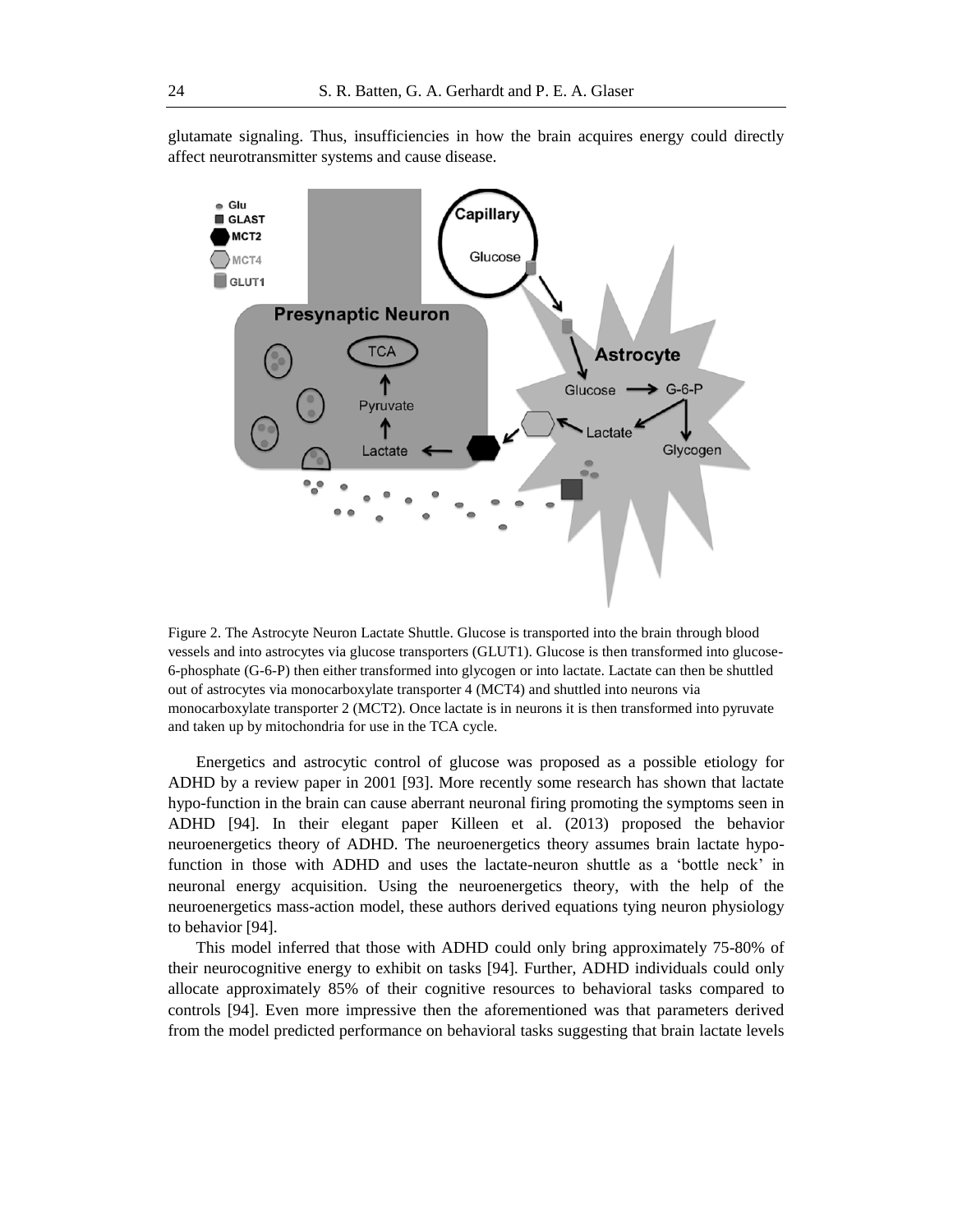glutamate signaling. Thus, insufficiencies in how the brain acquires energy could directly affect neurotransmitter systems and cause disease.

Figure 2. The Astrocyte Neuron Lactate Shuttle. Glucose is transported into the brain through blood vessels and into astrocytes via glucose transporters (GLUT1). Glucose is then transformed into glucose-6-phosphate (G-6-P) then either transformed into glycogen or into lactate. Lactate can then be shuttled out of astrocytes via monocarboxylate transporter 4 (MCT4) and shuttled into neurons via monocarboxylate transporter 2 (MCT2). Once lactate is in neurons it is then transformed into pyruvate and taken up by mitochondria for use in the TCA cycle.

Energetics and astrocytic control of glucose was proposed as a possible etiology for ADHD by a review paper in 2001 [93]. More recently some research has shown that lactate hypo-function in the brain can cause aberrant neuronal firing promoting the symptoms seen in ADHD [94]. In their elegant paper Killeen et al. (2013) proposed the behavior neuroenergetics theory of ADHD. The neuroenergetics theory assumes brain lactate hypo-function in those with ADHD and uses the lactate-neuron shuttle as a 'bottle neck' in neuronal energy acquisition. Using the neuroenergetics theory, with the help of the neuroenergetics mass-action model, these authors derived equations tying neuron physiology to behavior [94].

This model inferred that those with ADHD could only bring approximately 75-80% of their neurocognitive energy to exhibit on tasks [94]. Further, ADHD individuals could only allocate approximately 85% of their cognitive resources to behavioral tasks compared to controls [94]. Even more impressive then the aforementioned was that parameters derived from the model predicted performance on behavioral tasks suggesting that brain lactate levels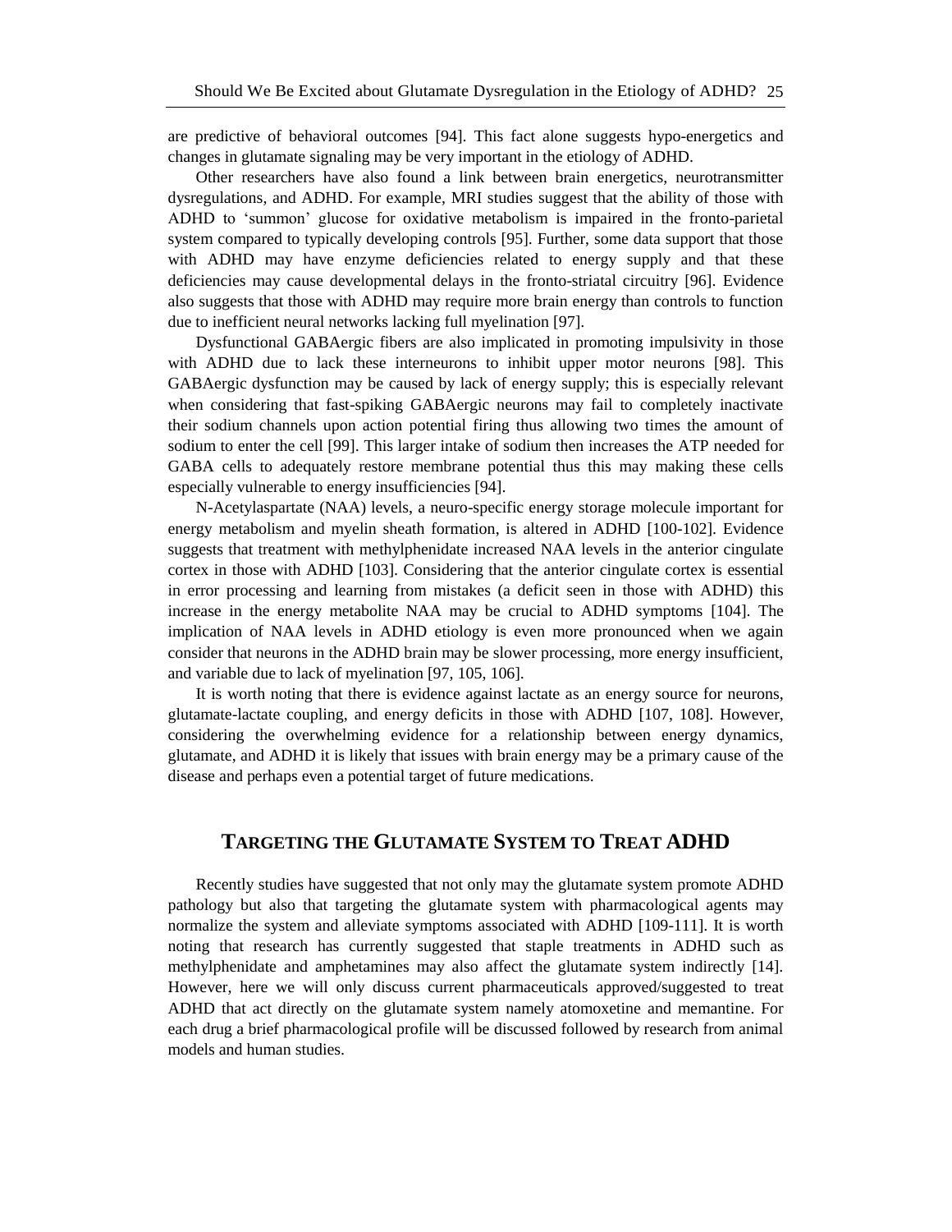are predictive of behavioral outcomes [94]. This fact alone suggests hypo-energetics and changes in glutamate signaling may be very important in the etiology of ADHD.

Other researchers have also found a link between brain energetics, neurotransmitter dysregulations, and ADHD. For example, MRI studies suggest that the ability of those with ADHD to 'summon' glucose for oxidative metabolism is impaired in the fronto-parietal system compared to typically developing controls [95]. Further, some data support that those with ADHD may have enzyme deficiencies related to energy supply and that these deficiencies may cause developmental delays in the fronto-striatal circuitry [96]. Evidence also suggests that those with ADHD may require more brain energy than controls to function due to inefficient neural networks lacking full myelination [97].

Dysfunctional GABAergic fibers are also implicated in promoting impulsivity in those with ADHD due to lack these interneurons to inhibit upper motor neurons [98]. This GABAergic dysfunction may be caused by lack of energy supply; this is especially relevant when considering that fast-spiking GABAergic neurons may fail to completely inactivate their sodium channels upon action potential firing thus allowing two times the amount of sodium to enter the cell [99]. This larger intake of sodium then increases the ATP needed for GABA cells to adequately restore membrane potential thus this may making these cells especially vulnerable to energy insufficiencies [94].

N-Acetylaspartate (NAA) levels, a neuro-specific energy storage molecule important for energy metabolism and myelin sheath formation, is altered in ADHD [100-102]. Evidence suggests that treatment with methylphenidate increased NAA levels in the anterior cingulate cortex in those with ADHD [103]. Considering that the anterior cingulate cortex is essential in error processing and learning from mistakes (a deficit seen in those with ADHD) this increase in the energy metabolite NAA may be crucial to ADHD symptoms [104]. The implication of NAA levels in ADHD etiology is even more pronounced when we again consider that neurons in the ADHD brain may be slower processing, more energy insufficient, and variable due to lack of myelination [97, 105, 106].

It is worth noting that there is evidence against lactate as an energy source for neurons, glutamate-lactate coupling, and energy deficits in those with ADHD [107, 108]. However, considering the overwhelming evidence for a relationship between energy dynamics, glutamate, and ADHD it is likely that issues with brain energy may be a primary cause of the disease and perhaps even a potential target of future medications.

## Targeting the Glutamate System to Treat ADHD

Recently studies have suggested that not only may the glutamate system promote ADHD pathology but also that targeting the glutamate system with pharmacological agents may normalize the system and alleviate symptoms associated with ADHD [109-111]. It is worth noting that research has currently suggested that staple treatments in ADHD such as methylphenidate and amphetamines may also affect the glutamate system indirectly [14]. However, here we will only discuss current pharmaceuticals approved/suggested to treat ADHD that act directly on the glutamate system namely atomoxetine and memantine. For each drug a brief pharmacological profile will be discussed followed by research from animal models and human studies.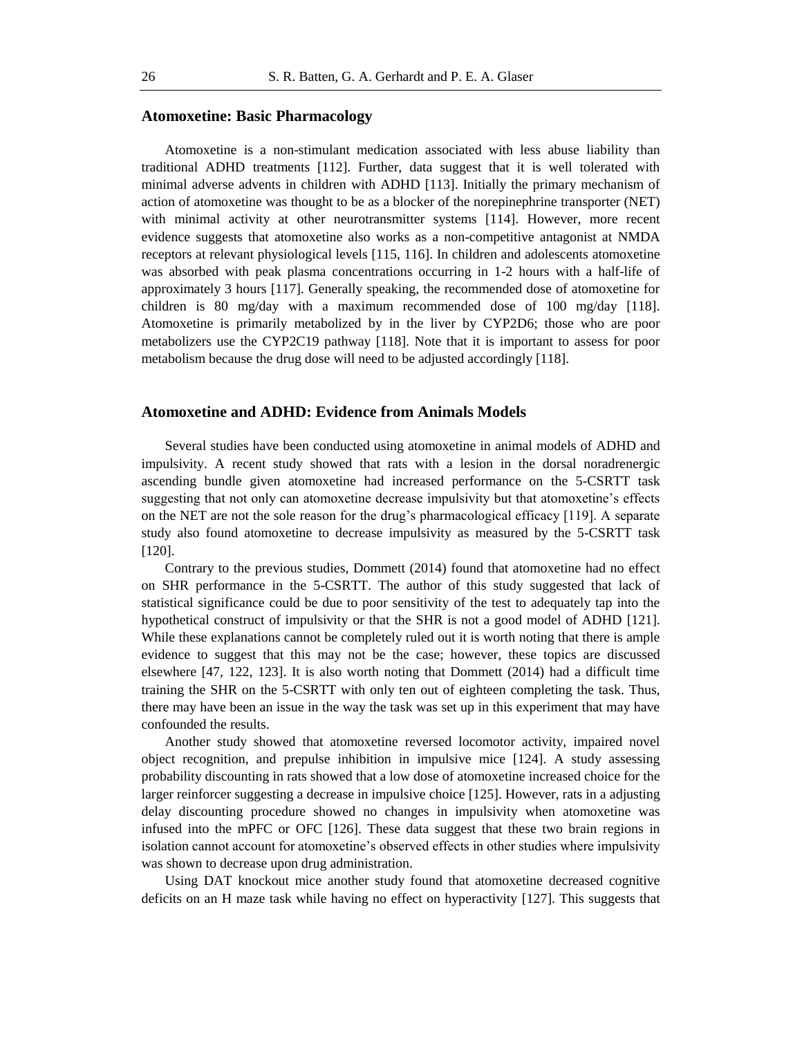## Atomoxetine: Basic Pharmacology

Atomoxetine is a non-stimulant medication associated with less abuse liability than traditional ADHD treatments [112]. Further, data suggest that it is well tolerated with minimal adverse advents in children with ADHD [113]. Initially the primary mechanism of action of atomoxetine was thought to be as a blocker of the norepinephrine transporter (NET) with minimal activity at other neurotransmitter systems [114]. However, more recent evidence suggests that atomoxetine also works as a non-competitive antagonist at NMDA receptors at relevant physiological levels [115, 116]. In children and adolescents atomoxetine was absorbed with peak plasma concentrations occurring in 1-2 hours with a half-life of approximately 3 hours [117]. Generally speaking, the recommended dose of atomoxetine for children is 80 mg/day with a maximum recommended dose of 100 mg/day [118]. Atomoxetine is primarily metabolized by in the liver by CYP2D6; those who are poor metabolizers use the CYP2C19 pathway [118]. Note that it is important to assess for poor metabolism because the drug dose will need to be adjusted accordingly [118].

## Atomoxetine and ADHD: Evidence from Animals Models

Several studies have been conducted using atomoxetine in animal models of ADHD and impulsivity. A recent study showed that rats with a lesion in the dorsal noradrenergic ascending bundle given atomoxetine had increased performance on the 5-CSRTT task suggesting that not only can atomoxetine decrease impulsivity but that atomoxetine's effects on the NET are not the sole reason for the drug's pharmacological efficacy [119]. A separate study also found atomoxetine to decrease impulsivity as measured by the 5-CSRTT task [120].

Contrary to the previous studies, Dommett (2014) found that atomoxetine had no effect on SHR performance in the 5-CSRTT. The author of this study suggested that lack of statistical significance could be due to poor sensitivity of the test to adequately tap into the hypothetical construct of impulsivity or that the SHR is not a good model of ADHD [121]. While these explanations cannot be completely ruled out it is worth noting that there is ample evidence to suggest that this may not be the case; however, these topics are discussed elsewhere [47, 122, 123]. It is also worth noting that Dommett (2014) had a difficult time training the SHR on the 5-CSRTT with only ten out of eighteen completing the task. Thus, there may have been an issue in the way the task was set up in this experiment that may have confounded the results.

Another study showed that atomoxetine reversed locomotor activity, impaired novel object recognition, and prepulse inhibition in impulsive mice [124]. A study assessing probability discounting in rats showed that a low dose of atomoxetine increased choice for the larger reinforcer suggesting a decrease in impulsive choice [125]. However, rats in a adjusting delay discounting procedure showed no changes in impulsivity when atomoxetine was infused into the mPFC or OFC [126]. These data suggest that these two brain regions in isolation cannot account for atomoxetine's observed effects in other studies where impulsivity was shown to decrease upon drug administration.

Using DAT knockout mice another study found that atomoxetine decreased cognitive deficits on an H maze task while having no effect on hyperactivity [127]. This suggests that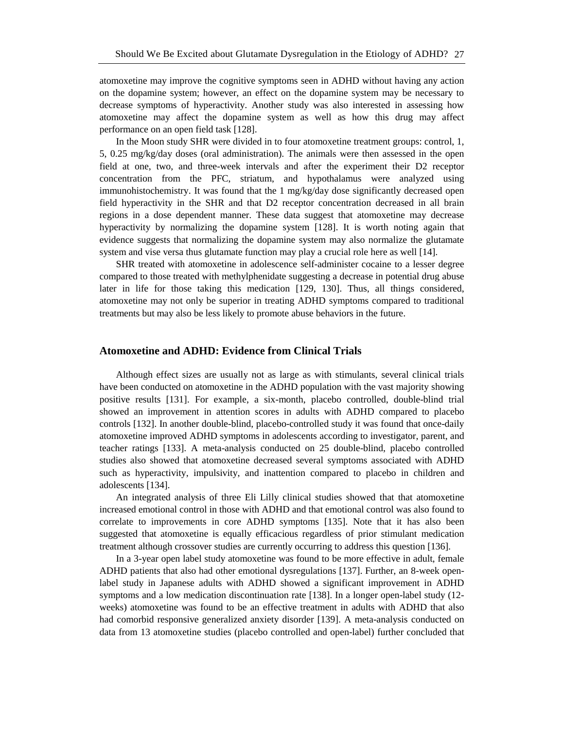atomoxetine may improve the cognitive symptoms seen in ADHD without having any action on the dopamine system; however, an effect on the dopamine system may be necessary to decrease symptoms of hyperactivity. Another study was also interested in assessing how atomoxetine may affect the dopamine system as well as how this drug may affect performance on an open field task [128].

In the Moon study SHR were divided in to four atomoxetine treatment groups: control, 1, 5, 0.25 mg/kg/day doses (oral administration). The animals were then assessed in the open field at one, two, and three-week intervals and after the experiment their D2 receptor concentration from the PFC, striatum, and hypothalamus were analyzed using immunohistochemistry. It was found that the 1 mg/kg/day dose significantly decreased open field hyperactivity in the SHR and that D2 receptor concentration decreased in all brain regions in a dose dependent manner. These data suggest that atomoxetine may decrease hyperactivity by normalizing the dopamine system [128]. It is worth noting again that evidence suggests that normalizing the dopamine system may also normalize the glutamate system and vise versa thus glutamate function may play a crucial role here as well [14].

SHR treated with atomoxetine in adolescence self-administer cocaine to a lesser degree compared to those treated with methylphenidate suggesting a decrease in potential drug abuse later in life for those taking this medication [129, 130]. Thus, all things considered, atomoxetine may not only be superior in treating ADHD symptoms compared to traditional treatments but may also be less likely to promote abuse behaviors in the future.

## Atomoxetine and ADHD: Evidence from Clinical Trials

Although effect sizes are usually not as large as with stimulants, several clinical trials have been conducted on atomoxetine in the ADHD population with the vast majority showing positive results [131]. For example, a six-month, placebo controlled, double-blind trial showed an improvement in attention scores in adults with ADHD compared to placebo controls [132]. In another double-blind, placebo-controlled study it was found that once-daily atomoxetine improved ADHD symptoms in adolescents according to investigator, parent, and teacher ratings [133]. A meta-analysis conducted on 25 double-blind, placebo controlled studies also showed that atomoxetine decreased several symptoms associated with ADHD such as hyperactivity, impulsivity, and inattention compared to placebo in children and adolescents [134].

An integrated analysis of three Eli Lilly clinical studies showed that that atomoxetine increased emotional control in those with ADHD and that emotional control was also found to correlate to improvements in core ADHD symptoms [135]. Note that it has also been suggested that atomoxetine is equally efficacious regardless of prior stimulant medication treatment although crossover studies are currently occurring to address this question [136].

In a 3-year open label study atomoxetine was found to be more effective in adult, female ADHD patients that also had other emotional dysregulations [137]. Further, an 8-week open-label study in Japanese adults with ADHD showed a significant improvement in ADHD symptoms and a low medication discontinuation rate [138]. In a longer open-label study (12-weeks) atomoxetine was found to be an effective treatment in adults with ADHD that also had comorbid responsive generalized anxiety disorder [139]. A meta-analysis conducted on data from 13 atomoxetine studies (placebo controlled and open-label) further concluded that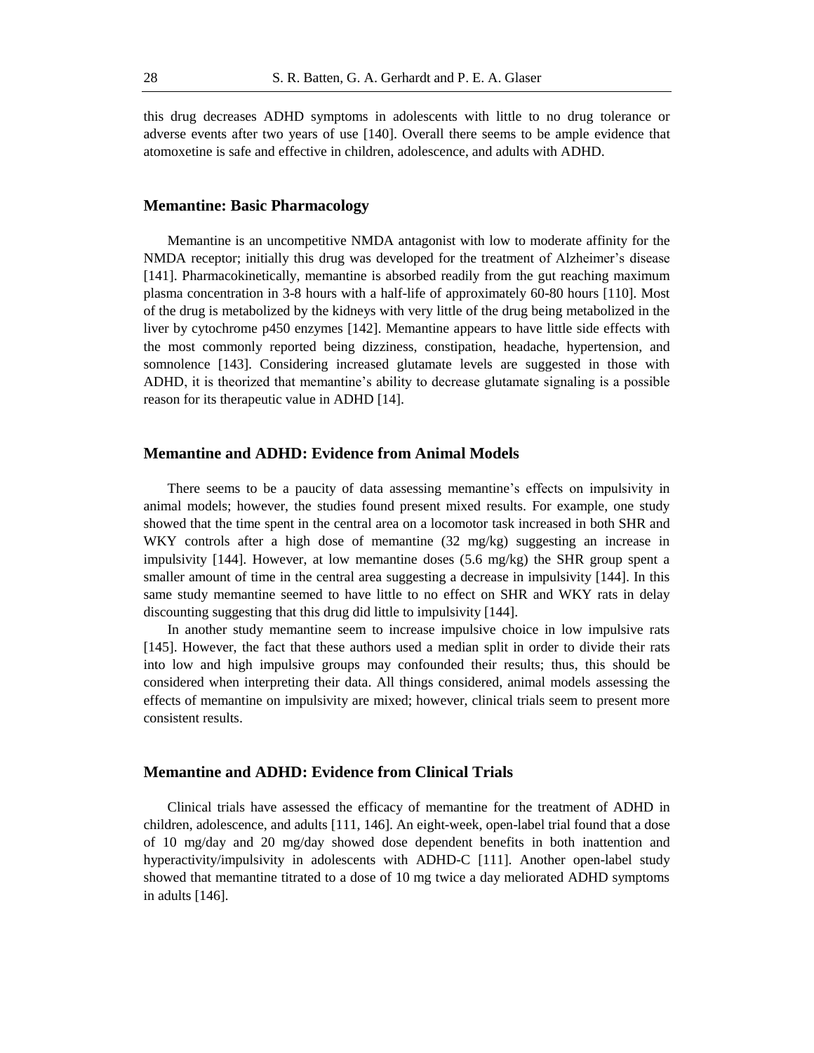this drug decreases ADHD symptoms in adolescents with little to no drug tolerance or adverse events after two years of use [140]. Overall there seems to be ample evidence that atomoxetine is safe and effective in children, adolescence, and adults with ADHD.

## Memantine: Basic Pharmacology

Memantine is an uncompetitive NMDA antagonist with low to moderate affinity for the NMDA receptor; initially this drug was developed for the treatment of Alzheimer's disease [141]. Pharmacokinetically, memantine is absorbed readily from the gut reaching maximum plasma concentration in 3-8 hours with a half-life of approximately 60-80 hours [110]. Most of the drug is metabolized by the kidneys with very little of the drug being metabolized in the liver by cytochrome p450 enzymes [142]. Memantine appears to have little side effects with the most commonly reported being dizziness, constipation, headache, hypertension, and somnolence [143]. Considering increased glutamate levels are suggested in those with ADHD, it is theorized that memantine's ability to decrease glutamate signaling is a possible reason for its therapeutic value in ADHD [14].

## Memantine and ADHD: Evidence from Animal Models

There seems to be a paucity of data assessing memantine's effects on impulsivity in animal models; however, the studies found present mixed results. For example, one study showed that the time spent in the central area on a locomotor task increased in both SHR and WKY controls after a high dose of memantine (32 mg/kg) suggesting an increase in impulsivity [144]. However, at low memantine doses (5.6 mg/kg) the SHR group spent a smaller amount of time in the central area suggesting a decrease in impulsivity [144]. In this same study memantine seemed to have little to no effect on SHR and WKY rats in delay discounting suggesting that this drug did little to impulsivity [144].

In another study memantine seem to increase impulsive choice in low impulsive rats [145]. However, the fact that these authors used a median split in order to divide their rats into low and high impulsive groups may confounded their results; thus, this should be considered when interpreting their data. All things considered, animal models assessing the effects of memantine on impulsivity are mixed; however, clinical trials seem to present more consistent results.

## Memantine and ADHD: Evidence from Clinical Trials

Clinical trials have assessed the efficacy of memantine for the treatment of ADHD in children, adolescence, and adults [111, 146]. An eight-week, open-label trial found that a dose of 10 mg/day and 20 mg/day showed dose dependent benefits in both inattention and hyperactivity/impulsivity in adolescents with ADHD-C [111]. Another open-label study showed that memantine titrated to a dose of 10 mg twice a day meliorated ADHD symptoms in adults [146].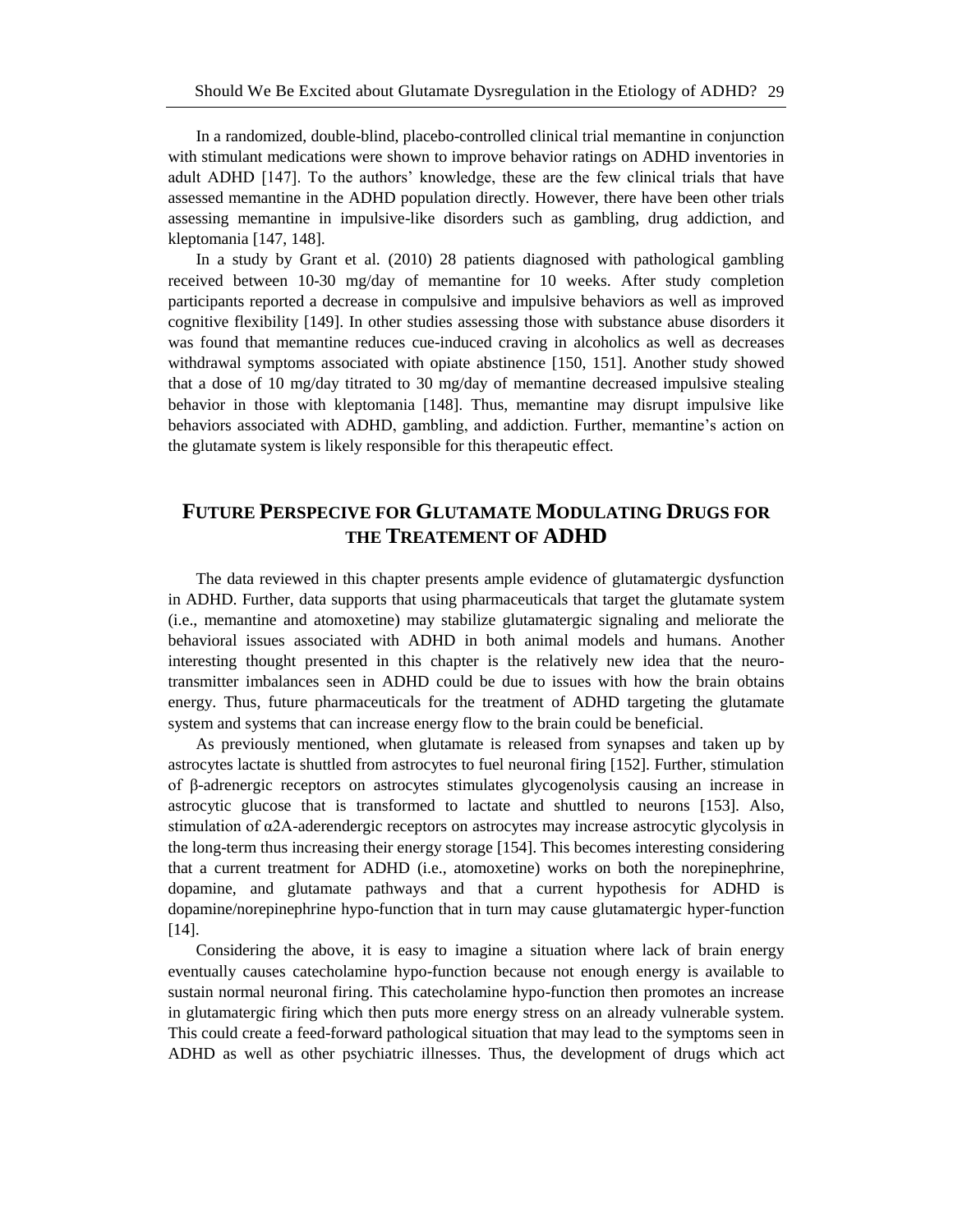In a randomized, double-blind, placebo-controlled clinical trial memantine in conjunction with stimulant medications were shown to improve behavior ratings on ADHD inventories in adult ADHD [147]. To the authors' knowledge, these are the few clinical trials that have assessed memantine in the ADHD population directly. However, there have been other trials assessing memantine in impulsive-like disorders such as gambling, drug addiction, and kleptomania [147, 148].

In a study by Grant et al. (2010) 28 patients diagnosed with pathological gambling received between 10-30 mg/day of memantine for 10 weeks. After study completion participants reported a decrease in compulsive and impulsive behaviors as well as improved cognitive flexibility [149]. In other studies assessing those with substance abuse disorders it was found that memantine reduces cue-induced craving in alcoholics as well as decreases withdrawal symptoms associated with opiate abstinence [150, 151]. Another study showed that a dose of 10 mg/day titrated to 30 mg/day of memantine decreased impulsive stealing behavior in those with kleptomania [148]. Thus, memantine may disrupt impulsive like behaviors associated with ADHD, gambling, and addiction. Further, memantine's action on the glutamate system is likely responsible for this therapeutic effect.

## FUTURE PERSPECIVE FOR GLUTAMATE MODULATING DRUGS FOR THE TREATEMENT OF ADHD

The data reviewed in this chapter presents ample evidence of glutamatergic dysfunction in ADHD. Further, data supports that using pharmaceuticals that target the glutamate system (i.e., memantine and atomoxetine) may stabilize glutamatergic signaling and meliorate the behavioral issues associated with ADHD in both animal models and humans. Another interesting thought presented in this chapter is the relatively new idea that the neuro-transmitter imbalances seen in ADHD could be due to issues with how the brain obtains energy. Thus, future pharmaceuticals for the treatment of ADHD targeting the glutamate system and systems that can increase energy flow to the brain could be beneficial.

As previously mentioned, when glutamate is released from synapses and taken up by astrocytes lactate is shuttled from astrocytes to fuel neuronal firing [152]. Further, stimulation of β-adrenergic receptors on astrocytes stimulates glycogenolysis causing an increase in astrocytic glucose that is transformed to lactate and shuttled to neurons [153]. Also, stimulation of α2A-aderendergic receptors on astrocytes may increase astrocytic glycolysis in the long-term thus increasing their energy storage [154]. This becomes interesting considering that a current treatment for ADHD (i.e., atomoxetine) works on both the norepinephrine, dopamine, and glutamate pathways and that a current hypothesis for ADHD is dopamine/norepinephrine hypo-function that in turn may cause glutamatergic hyper-function [14].

Considering the above, it is easy to imagine a situation where lack of brain energy eventually causes catecholamine hypo-function because not enough energy is available to sustain normal neuronal firing. This catecholamine hypo-function then promotes an increase in glutamatergic firing which then puts more energy stress on an already vulnerable system. This could create a feed-forward pathological situation that may lead to the symptoms seen in ADHD as well as other psychiatric illnesses. Thus, the development of drugs which act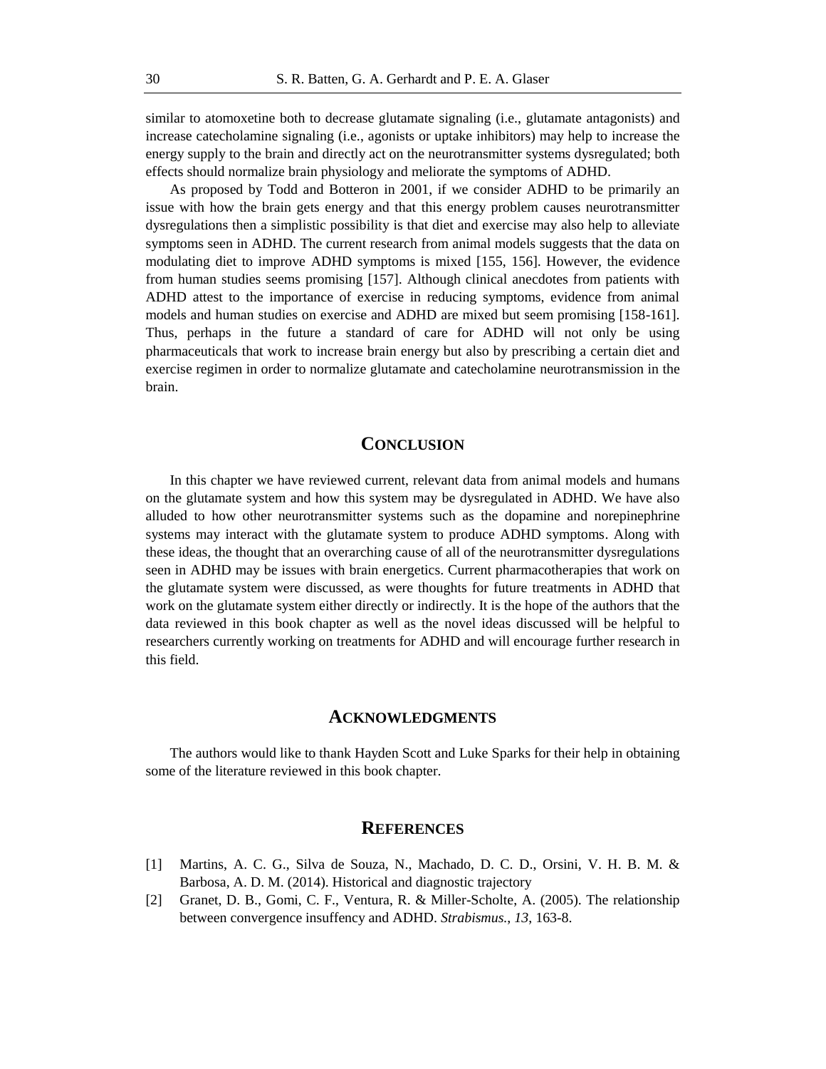similar to atomoxetine both to decrease glutamate signaling (i.e., glutamate antagonists) and increase catecholamine signaling (i.e., agonists or uptake inhibitors) may help to increase the energy supply to the brain and directly act on the neurotransmitter systems dysregulated; both effects should normalize brain physiology and meliorate the symptoms of ADHD.

As proposed by Todd and Botteron in 2001, if we consider ADHD to be primarily an issue with how the brain gets energy and that this energy problem causes neurotransmitter dysregulations then a simplistic possibility is that diet and exercise may also help to alleviate symptoms seen in ADHD. The current research from animal models suggests that the data on modulating diet to improve ADHD symptoms is mixed [155, 156]. However, the evidence from human studies seems promising [157]. Although clinical anecdotes from patients with ADHD attest to the importance of exercise in reducing symptoms, evidence from animal models and human studies on exercise and ADHD are mixed but seem promising [158-161]. Thus, perhaps in the future a standard of care for ADHD will not only be using pharmaceuticals that work to increase brain energy but also by prescribing a certain diet and exercise regimen in order to normalize glutamate and catecholamine neurotransmission in the brain.

## Conclusion

In this chapter we have reviewed current, relevant data from animal models and humans on the glutamate system and how this system may be dysregulated in ADHD. We have also alluded to how other neurotransmitter systems such as the dopamine and norepinephrine systems may interact with the glutamate system to produce ADHD symptoms. Along with these ideas, the thought that an overarching cause of all of the neurotransmitter dysregulations seen in ADHD may be issues with brain energetics. Current pharmacotherapies that work on the glutamate system were discussed, as were thoughts for future treatments in ADHD that work on the glutamate system either directly or indirectly. It is the hope of the authors that the data reviewed in this book chapter as well as the novel ideas discussed will be helpful to researchers currently working on treatments for ADHD and will encourage further research in this field.

## Acknowledgments

The authors would like to thank Hayden Scott and Luke Sparks for their help in obtaining some of the literature reviewed in this book chapter.

## References

[1] Martins, A. C. G., Silva de Souza, N., Machado, D. C. D., Orsini, V. H. B. M. & Barbosa, A. D. M. (2014). Historical and diagnostic trajectory

[2] Granet, D. B., Gomi, C. F., Ventura, R. & Miller-Scholte, A. (2005). The relationship between convergence insuffency and ADHD. *Strabismus.*, *13*, 163-8.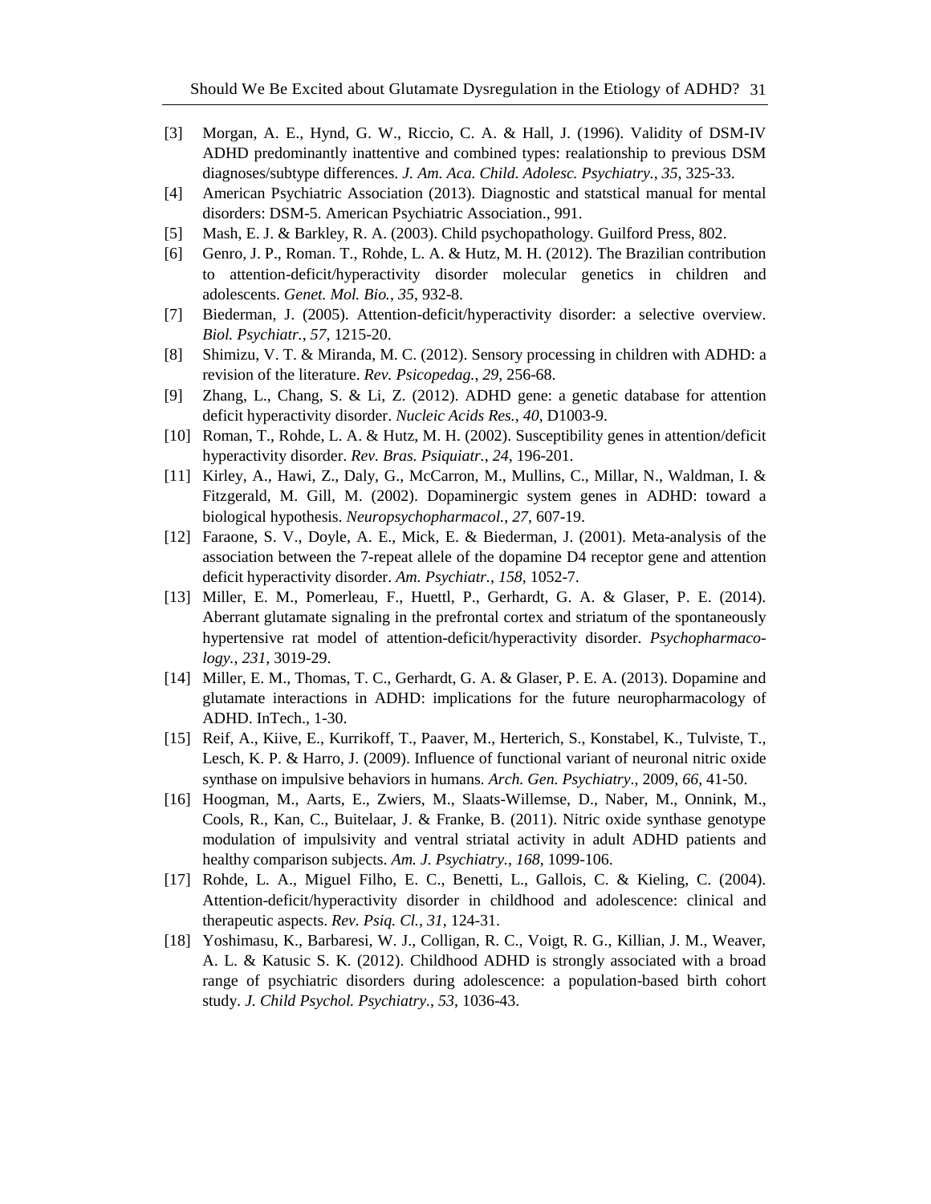[3] Morgan, A. E., Hynd, G. W., Riccio, C. A. & Hall, J. (1996). Validity of DSM-IV ADHD predominantly inattentive and combined types: realationship to previous DSM diagnoses/subtype differences. *J. Am. Aca. Child. Adolesc. Psychiatry.*, *35*, 325-33.

[4] American Psychiatric Association (2013). Diagnostic and statstical manual for mental disorders: DSM-5. American Psychiatric Association., 991.

[5] Mash, E. J. & Barkley, R. A. (2003). Child psychopathology. Guilford Press, 802.

[6] Genro, J. P., Roman. T., Rohde, L. A. & Hutz, M. H. (2012). The Brazilian contribution to attention-deficit/hyperactivity disorder molecular genetics in children and adolescents. *Genet. Mol. Bio.*, *35*, 932-8.

[7] Biederman, J. (2005). Attention-deficit/hyperactivity disorder: a selective overview. *Biol. Psychiatr.*, *57*, 1215-20.

[8] Shimizu, V. T. & Miranda, M. C. (2012). Sensory processing in children with ADHD: a revision of the literature. *Rev. Psicopedag.*, *29*, 256-68.

[9] Zhang, L., Chang, S. & Li, Z. (2012). ADHD gene: a genetic database for attention deficit hyperactivity disorder. *Nucleic Acids Res.*, *40*, D1003-9.

[10] Roman, T., Rohde, L. A. & Hutz, M. H. (2002). Susceptibility genes in attention/deficit hyperactivity disorder. *Rev. Bras. Psiquiatr.*, *24*, 196-201.

[11] Kirley, A., Hawi, Z., Daly, G., McCarron, M., Mullins, C., Millar, N., Waldman, I. & Fitzgerald, M. Gill, M. (2002). Dopaminergic system genes in ADHD: toward a biological hypothesis. *Neuropsychopharmacol.*, *27*, 607-19.

[12] Faraone, S. V., Doyle, A. E., Mick, E. & Biederman, J. (2001). Meta-analysis of the association between the 7-repeat allele of the dopamine D4 receptor gene and attention deficit hyperactivity disorder. *Am. Psychiatr.*, *158*, 1052-7.

[13] Miller, E. M., Pomerleau, F., Huettl, P., Gerhardt, G. A. & Glaser, P. E. (2014). Aberrant glutamate signaling in the prefrontal cortex and striatum of the spontaneously hypertensive rat model of attention-deficit/hyperactivity disorder. *Psychopharmacology.*, *231*, 3019-29.

[14] Miller, E. M., Thomas, T. C., Gerhardt, G. A. & Glaser, P. E. A. (2013). Dopamine and glutamate interactions in ADHD: implications for the future neuropharmacology of ADHD. InTech., 1-30.

[15] Reif, A., Kiive, E., Kurrikoff, T., Paaver, M., Herterich, S., Konstabel, K., Tulviste, T., Lesch, K. P. & Harro, J. (2009). Influence of functional variant of neuronal nitric oxide synthase on impulsive behaviors in humans. *Arch. Gen. Psychiatry*., 2009, *66*, 41-50.

[16] Hoogman, M., Aarts, E., Zwiers, M., Slaats-Willemse, D., Naber, M., Onnink, M., Cools, R., Kan, C., Buitelaar, J. & Franke, B. (2011). Nitric oxide synthase genotype modulation of impulsivity and ventral striatal activity in adult ADHD patients and healthy comparison subjects. *Am. J. Psychiatry.*, *168*, 1099-106.

[17] Rohde, L. A., Miguel Filho, E. C., Benetti, L., Gallois, C. & Kieling, C. (2004). Attention-deficit/hyperactivity disorder in childhood and adolescence: clinical and therapeutic aspects. *Rev. Psiq. Cl.*, *31*, 124-31.

[18] Yoshimasu, K., Barbaresi, W. J., Colligan, R. C., Voigt, R. G., Killian, J. M., Weaver, A. L. & Katusic S. K. (2012). Childhood ADHD is strongly associated with a broad range of psychiatric disorders during adolescence: a population-based birth cohort study. *J. Child Psychol. Psychiatry*., *53*, 1036-43.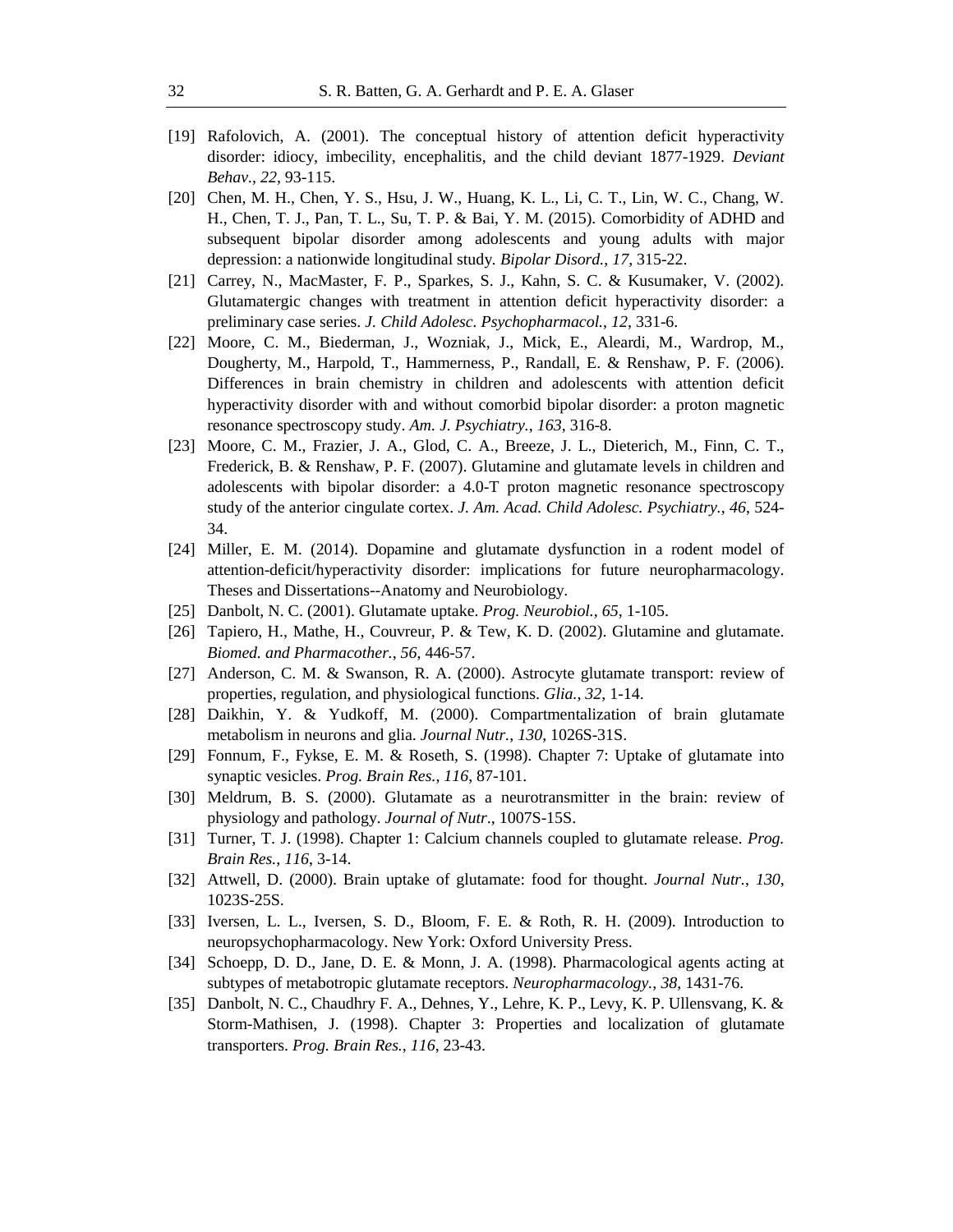[19] Rafolovich, A. (2001). The conceptual history of attention deficit hyperactivity disorder: idiocy, imbecility, encephalitis, and the child deviant 1877-1929. *Deviant Behav.*, *22*, 93-115.

[20] Chen, M. H., Chen, Y. S., Hsu, J. W., Huang, K. L., Li, C. T., Lin, W. C., Chang, W. H., Chen, T. J., Pan, T. L., Su, T. P. & Bai, Y. M. (2015). Comorbidity of ADHD and subsequent bipolar disorder among adolescents and young adults with major depression: a nationwide longitudinal study. *Bipolar Disord.*, *17*, 315-22.

[21] Carrey, N., MacMaster, F. P., Sparkes, S. J., Kahn, S. C. & Kusumaker, V. (2002). Glutamatergic changes with treatment in attention deficit hyperactivity disorder: a preliminary case series. *J. Child Adolesc. Psychopharmacol.*, *12*, 331-6.

[22] Moore, C. M., Biederman, J., Wozniak, J., Mick, E., Aleardi, M., Wardrop, M., Dougherty, M., Harpold, T., Hammerness, P., Randall, E. & Renshaw, P. F. (2006). Differences in brain chemistry in children and adolescents with attention deficit hyperactivity disorder with and without comorbid bipolar disorder: a proton magnetic resonance spectroscopy study. *Am. J. Psychiatry.*, *163*, 316-8.

[23] Moore, C. M., Frazier, J. A., Glod, C. A., Breeze, J. L., Dieterich, M., Finn, C. T., Frederick, B. & Renshaw, P. F. (2007). Glutamine and glutamate levels in children and adolescents with bipolar disorder: a 4.0-T proton magnetic resonance spectroscopy study of the anterior cingulate cortex. *J. Am. Acad. Child Adolesc. Psychiatry.*, *46*, 524-34.

[24] Miller, E. M. (2014). Dopamine and glutamate dysfunction in a rodent model of attention-deficit/hyperactivity disorder: implications for future neuropharmacology. Theses and Dissertations--Anatomy and Neurobiology.

[25] Danbolt, N. C. (2001). Glutamate uptake. *Prog. Neurobiol.*, *65*, 1-105.

[26] Tapiero, H., Mathe, H., Couvreur, P. & Tew, K. D. (2002). Glutamine and glutamate. *Biomed. and Pharmacother.*, *56*, 446-57.

[27] Anderson, C. M. & Swanson, R. A. (2000). Astrocyte glutamate transport: review of properties, regulation, and physiological functions. *Glia.*, *32*, 1-14.

[28] Daikhin, Y. & Yudkoff, M. (2000). Compartmentalization of brain glutamate metabolism in neurons and glia. *Journal Nutr.*, *130*, 1026S-31S.

[29] Fonnum, F., Fykse, E. M. & Roseth, S. (1998). Chapter 7: Uptake of glutamate into synaptic vesicles. *Prog. Brain Res.*, *116*, 87-101.

[30] Meldrum, B. S. (2000). Glutamate as a neurotransmitter in the brain: review of physiology and pathology. *Journal of Nutr*., 1007S-15S.

[31] Turner, T. J. (1998). Chapter 1: Calcium channels coupled to glutamate release. *Prog. Brain Res.*, *116*, 3-14.

[32] Attwell, D. (2000). Brain uptake of glutamate: food for thought. *Journal Nutr.*, *130*, 1023S-25S.

[33] Iversen, L. L., Iversen, S. D., Bloom, F. E. & Roth, R. H. (2009). Introduction to neuropsychopharmacology. New York: Oxford University Press.

[34] Schoepp, D. D., Jane, D. E. & Monn, J. A. (1998). Pharmacological agents acting at subtypes of metabotropic glutamate receptors. *Neuropharmacology.*, *38*, 1431-76.

[35] Danbolt, N. C., Chaudhry F. A., Dehnes, Y., Lehre, K. P., Levy, K. P. Ullensvang, K. & Storm-Mathisen, J. (1998). Chapter 3: Properties and localization of glutamate transporters. *Prog. Brain Res.*, *116*, 23-43.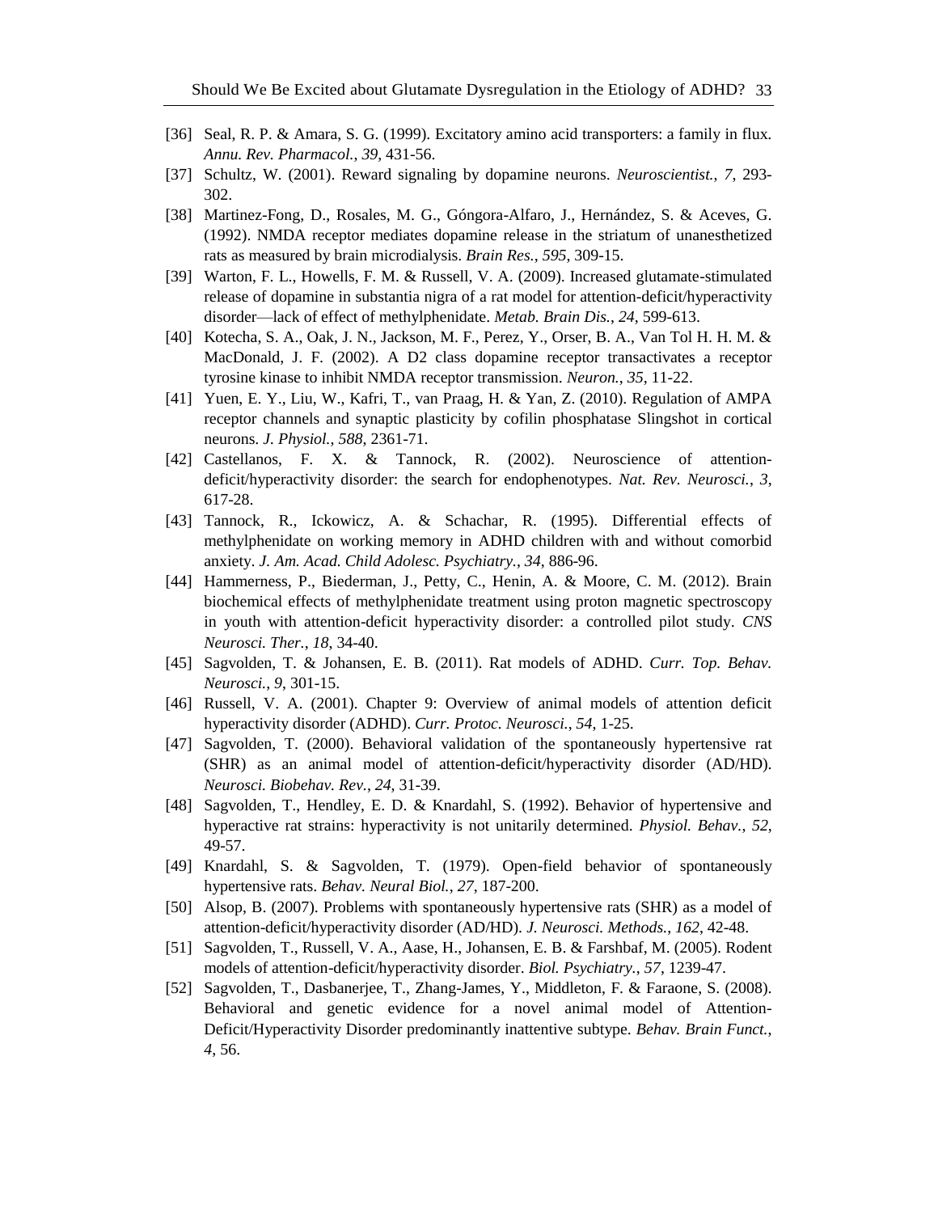[36] Seal, R. P. & Amara, S. G. (1999). Excitatory amino acid transporters: a family in flux. *Annu. Rev. Pharmacol.*, *39*, 431-56.

[37] Schultz, W. (2001). Reward signaling by dopamine neurons. *Neuroscientist.*, *7*, 293-302.

[38] Martinez-Fong, D., Rosales, M. G., Góngora-Alfaro, J., Hernández, S. & Aceves, G. (1992). NMDA receptor mediates dopamine release in the striatum of unanesthetized rats as measured by brain microdialysis. *Brain Res.*, *595*, 309-15.

[39] Warton, F. L., Howells, F. M. & Russell, V. A. (2009). Increased glutamate-stimulated release of dopamine in substantia nigra of a rat model for attention-deficit/hyperactivity disorder—lack of effect of methylphenidate. *Metab. Brain Dis.*, *24*, 599-613.

[40] Kotecha, S. A., Oak, J. N., Jackson, M. F., Perez, Y., Orser, B. A., Van Tol H. H. M. & MacDonald, J. F. (2002). A D2 class dopamine receptor transactivates a receptor tyrosine kinase to inhibit NMDA receptor transmission. *Neuron.*, *35*, 11-22.

[41] Yuen, E. Y., Liu, W., Kafri, T., van Praag, H. & Yan, Z. (2010). Regulation of AMPA receptor channels and synaptic plasticity by cofilin phosphatase Slingshot in cortical neurons. *J. Physiol.*, *588*, 2361-71.

[42] Castellanos, F. X. & Tannock, R. (2002). Neuroscience of attention-deficit/hyperactivity disorder: the search for endophenotypes. *Nat. Rev. Neurosci.*, *3*, 617-28.

[43] Tannock, R., Ickowicz, A. & Schachar, R. (1995). Differential effects of methylphenidate on working memory in ADHD children with and without comorbid anxiety. *J. Am. Acad. Child Adolesc. Psychiatry.*, *34*, 886-96.

[44] Hammerness, P., Biederman, J., Petty, C., Henin, A. & Moore, C. M. (2012). Brain biochemical effects of methylphenidate treatment using proton magnetic spectroscopy in youth with attention-deficit hyperactivity disorder: a controlled pilot study. *CNS Neurosci. Ther.*, *18*, 34-40.

[45] Sagvolden, T. & Johansen, E. B. (2011). Rat models of ADHD. *Curr. Top. Behav. Neurosci.*, *9*, 301-15.

[46] Russell, V. A. (2001). Chapter 9: Overview of animal models of attention deficit hyperactivity disorder (ADHD). *Curr. Protoc. Neurosci.*, *54*, 1-25.

[47] Sagvolden, T. (2000). Behavioral validation of the spontaneously hypertensive rat (SHR) as an animal model of attention-deficit/hyperactivity disorder (AD/HD). *Neurosci. Biobehav. Rev.*, *24*, 31-39.

[48] Sagvolden, T., Hendley, E. D. & Knardahl, S. (1992). Behavior of hypertensive and hyperactive rat strains: hyperactivity is not unitarily determined. *Physiol. Behav.*, *52*, 49-57.

[49] Knardahl, S. & Sagvolden, T. (1979). Open-field behavior of spontaneously hypertensive rats. *Behav. Neural Biol.*, *27*, 187-200.

[50] Alsop, B. (2007). Problems with spontaneously hypertensive rats (SHR) as a model of attention-deficit/hyperactivity disorder (AD/HD). *J. Neurosci. Methods.*, *162*, 42-48.

[51] Sagvolden, T., Russell, V. A., Aase, H., Johansen, E. B. & Farshbaf, M. (2005). Rodent models of attention-deficit/hyperactivity disorder. *Biol. Psychiatry.*, *57*, 1239-47.

[52] Sagvolden, T., Dasbanerjee, T., Zhang-James, Y., Middleton, F. & Faraone, S. (2008). Behavioral and genetic evidence for a novel animal model of Attention-Deficit/Hyperactivity Disorder predominantly inattentive subtype. *Behav. Brain Funct.*, *4*, 56.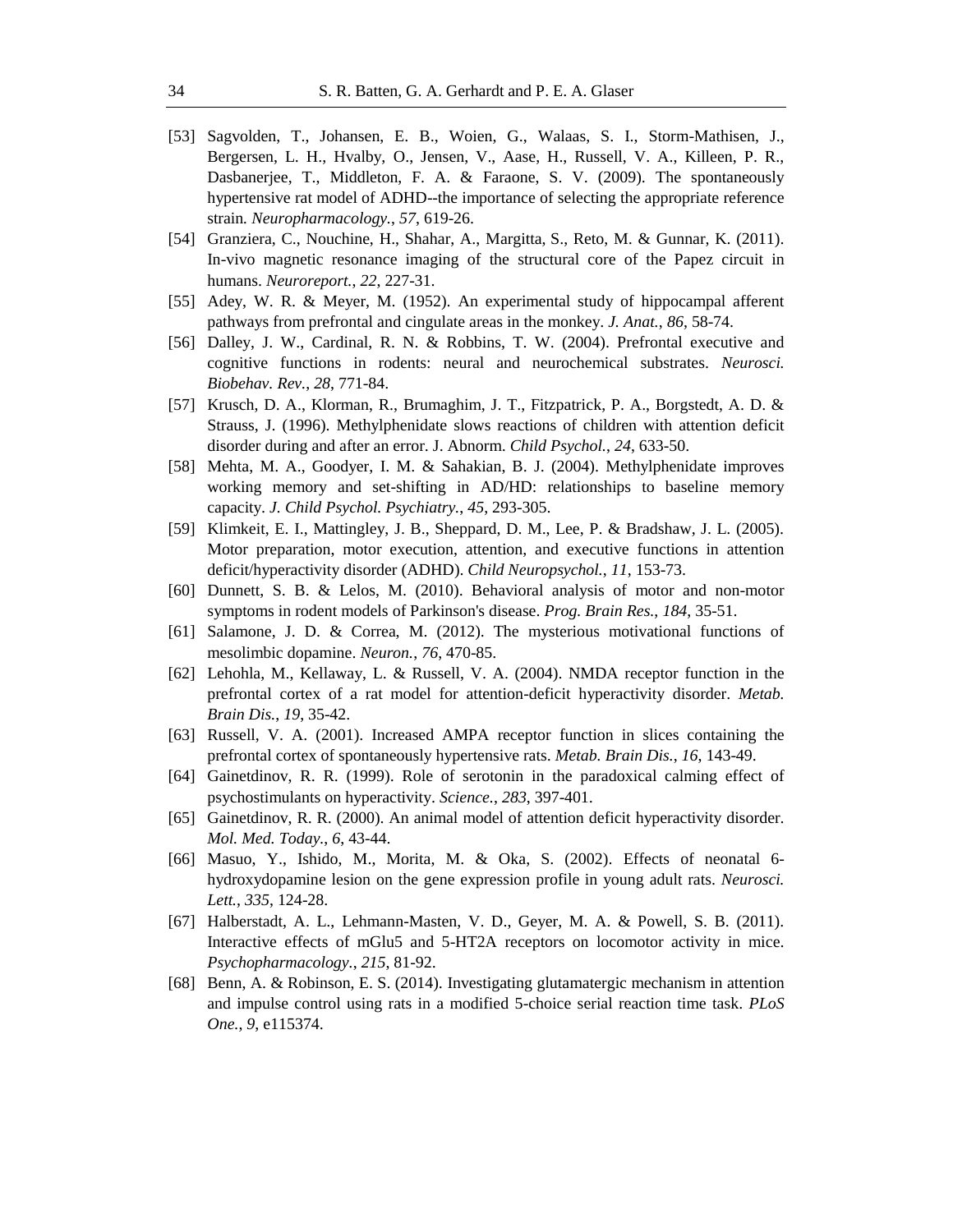[53] Sagvolden, T., Johansen, E. B., Woien, G., Walaas, S. I., Storm-Mathisen, J., Bergersen, L. H., Hvalby, O., Jensen, V., Aase, H., Russell, V. A., Killeen, P. R., Dasbanerjee, T., Middleton, F. A. & Faraone, S. V. (2009). The spontaneously hypertensive rat model of ADHD--the importance of selecting the appropriate reference strain. *Neuropharmacology.*, *57*, 619-26.

[54] Granziera, C., Nouchine, H., Shahar, A., Margitta, S., Reto, M. & Gunnar, K. (2011). In-vivo magnetic resonance imaging of the structural core of the Papez circuit in humans. *Neuroreport.*, *22*, 227-31.

[55] Adey, W. R. & Meyer, M. (1952). An experimental study of hippocampal afferent pathways from prefrontal and cingulate areas in the monkey. *J. Anat.*, *86*, 58-74.

[56] Dalley, J. W., Cardinal, R. N. & Robbins, T. W. (2004). Prefrontal executive and cognitive functions in rodents: neural and neurochemical substrates. *Neurosci. Biobehav. Rev.*, *28*, 771-84.

[57] Krusch, D. A., Klorman, R., Brumaghim, J. T., Fitzpatrick, P. A., Borgstedt, A. D. & Strauss, J. (1996). Methylphenidate slows reactions of children with attention deficit disorder during and after an error. J. Abnorm. *Child Psychol.*, *24*, 633-50.

[58] Mehta, M. A., Goodyer, I. M. & Sahakian, B. J. (2004). Methylphenidate improves working memory and set-shifting in AD/HD: relationships to baseline memory capacity. *J. Child Psychol. Psychiatry.*, *45*, 293-305.

[59] Klimkeit, E. I., Mattingley, J. B., Sheppard, D. M., Lee, P. & Bradshaw, J. L. (2005). Motor preparation, motor execution, attention, and executive functions in attention deficit/hyperactivity disorder (ADHD). *Child Neuropsychol.*, *11*, 153-73.

[60] Dunnett, S. B. & Lelos, M. (2010). Behavioral analysis of motor and non-motor symptoms in rodent models of Parkinson's disease. *Prog. Brain Res.*, *184*, 35-51.

[61] Salamone, J. D. & Correa, M. (2012). The mysterious motivational functions of mesolimbic dopamine. *Neuron.*, *76*, 470-85.

[62] Lehohla, M., Kellaway, L. & Russell, V. A. (2004). NMDA receptor function in the prefrontal cortex of a rat model for attention-deficit hyperactivity disorder. *Metab. Brain Dis.*, *19*, 35-42.

[63] Russell, V. A. (2001). Increased AMPA receptor function in slices containing the prefrontal cortex of spontaneously hypertensive rats. *Metab. Brain Dis.*, *16*, 143-49.

[64] Gainetdinov, R. R. (1999). Role of serotonin in the paradoxical calming effect of psychostimulants on hyperactivity. *Science.*, *283*, 397-401.

[65] Gainetdinov, R. R. (2000). An animal model of attention deficit hyperactivity disorder. *Mol. Med. Today.*, *6*, 43-44.

[66] Masuo, Y., Ishido, M., Morita, M. & Oka, S. (2002). Effects of neonatal 6-hydroxydopamine lesion on the gene expression profile in young adult rats. *Neurosci. Lett.*, *335*, 124-28.

[67] Halberstadt, A. L., Lehmann-Masten, V. D., Geyer, M. A. & Powell, S. B. (2011). Interactive effects of mGlu5 and 5-HT2A receptors on locomotor activity in mice. *Psychopharmacology.*, *215*, 81-92.

[68] Benn, A. & Robinson, E. S. (2014). Investigating glutamatergic mechanism in attention and impulse control using rats in a modified 5-choice serial reaction time task. *PLoS One.*, *9*, e115374.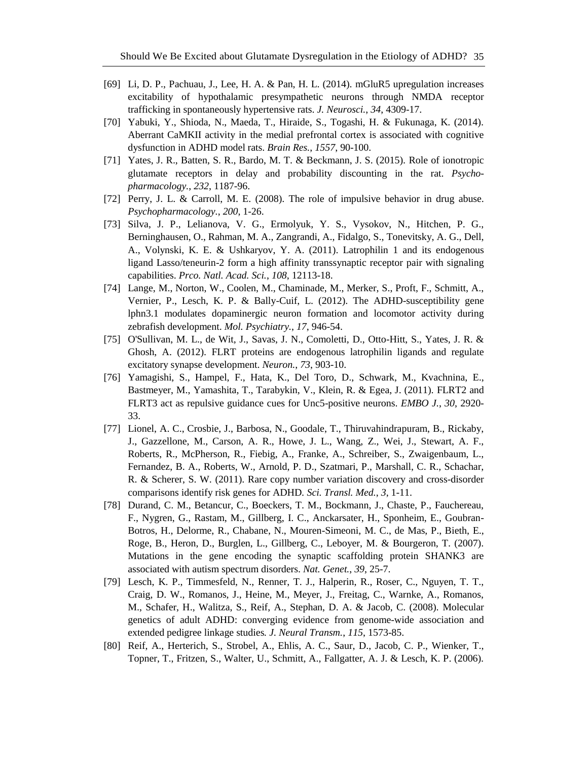[69] Li, D. P., Pachuau, J., Lee, H. A. & Pan, H. L. (2014). mGluR5 upregulation increases excitability of hypothalamic presympathetic neurons through NMDA receptor trafficking in spontaneously hypertensive rats. *J. Neurosci.*, *34*, 4309-17.

[70] Yabuki, Y., Shioda, N., Maeda, T., Hiraide, S., Togashi, H. & Fukunaga, K. (2014). Aberrant CaMKII activity in the medial prefrontal cortex is associated with cognitive dysfunction in ADHD model rats. *Brain Res.*, *1557*, 90-100.

[71] Yates, J. R., Batten, S. R., Bardo, M. T. & Beckmann, J. S. (2015). Role of ionotropic glutamate receptors in delay and probability discounting in the rat. *Psychopharmacology.*, *232*, 1187-96.

[72] Perry, J. L. & Carroll, M. E. (2008). The role of impulsive behavior in drug abuse. *Psychopharmacology.*, *200*, 1-26.

[73] Silva, J. P., Lelianova, V. G., Ermolyuk, Y. S., Vysokov, N., Hitchen, P. G., Berninghausen, O., Rahman, M. A., Zangrandi, A., Fidalgo, S., Tonevitsky, A. G., Dell, A., Volynski, K. E. & Ushkaryov, Y. A. (2011). Latrophilin 1 and its endogenous ligand Lasso/teneurin-2 form a high affinity transsynaptic receptor pair with signaling capabilities. *Prco. Natl. Acad. Sci.*, *108*, 12113-18.

[74] Lange, M., Norton, W., Coolen, M., Chaminade, M., Merker, S., Proft, F., Schmitt, A., Vernier, P., Lesch, K. P. & Bally-Cuif, L. (2012). The ADHD-susceptibility gene lphn3.1 modulates dopaminergic neuron formation and locomotor activity during zebrafish development. *Mol. Psychiatry.*, *17*, 946-54.

[75] O'Sullivan, M. L., de Wit, J., Savas, J. N., Comoletti, D., Otto-Hitt, S., Yates, J. R. & Ghosh, A. (2012). FLRT proteins are endogenous latrophilin ligands and regulate excitatory synapse development. *Neuron.*, *73*, 903-10.

[76] Yamagishi, S., Hampel, F., Hata, K., Del Toro, D., Schwark, M., Kvachnina, E., Bastmeyer, M., Yamashita, T., Tarabykin, V., Klein, R. & Egea, J. (2011). FLRT2 and FLRT3 act as repulsive guidance cues for Unc5-positive neurons. *EMBO J.*, *30*, 2920-33.

[77] Lionel, A. C., Crosbie, J., Barbosa, N., Goodale, T., Thiruvahindrapuram, B., Rickaby, J., Gazzellone, M., Carson, A. R., Howe, J. L., Wang, Z., Wei, J., Stewart, A. F., Roberts, R., McPherson, R., Fiebig, A., Franke, A., Schreiber, S., Zwaigenbaum, L., Fernandez, B. A., Roberts, W., Arnold, P. D., Szatmari, P., Marshall, C. R., Schachar, R. & Scherer, S. W. (2011). Rare copy number variation discovery and cross-disorder comparisons identify risk genes for ADHD. *Sci. Transl. Med.*, *3*, 1-11.

[78] Durand, C. M., Betancur, C., Boeckers, T. M., Bockmann, J., Chaste, P., Fauchereau, F., Nygren, G., Rastam, M., Gillberg, I. C., Anckarsater, H., Sponheim, E., Goubran-Botros, H., Delorme, R., Chabane, N., Mouren-Simeoni, M. C., de Mas, P., Bieth, E., Roge, B., Heron, D., Burglen, L., Gillberg, C., Leboyer, M. & Bourgeron, T. (2007). Mutations in the gene encoding the synaptic scaffolding protein SHANK3 are associated with autism spectrum disorders. *Nat. Genet.*, *39*, 25-7.

[79] Lesch, K. P., Timmesfeld, N., Renner, T. J., Halperin, R., Roser, C., Nguyen, T. T., Craig, D. W., Romanos, J., Heine, M., Meyer, J., Freitag, C., Warnke, A., Romanos, M., Schafer, H., Walitza, S., Reif, A., Stephan, D. A. & Jacob, C. (2008). Molecular genetics of adult ADHD: converging evidence from genome-wide association and extended pedigree linkage studies. *J. Neural Transm.*, *115*, 1573-85.

[80] Reif, A., Herterich, S., Strobel, A., Ehlis, A. C., Saur, D., Jacob, C. P., Wienker, T., Topner, T., Fritzen, S., Walter, U., Schmitt, A., Fallgatter, A. J. & Lesch, K. P. (2006).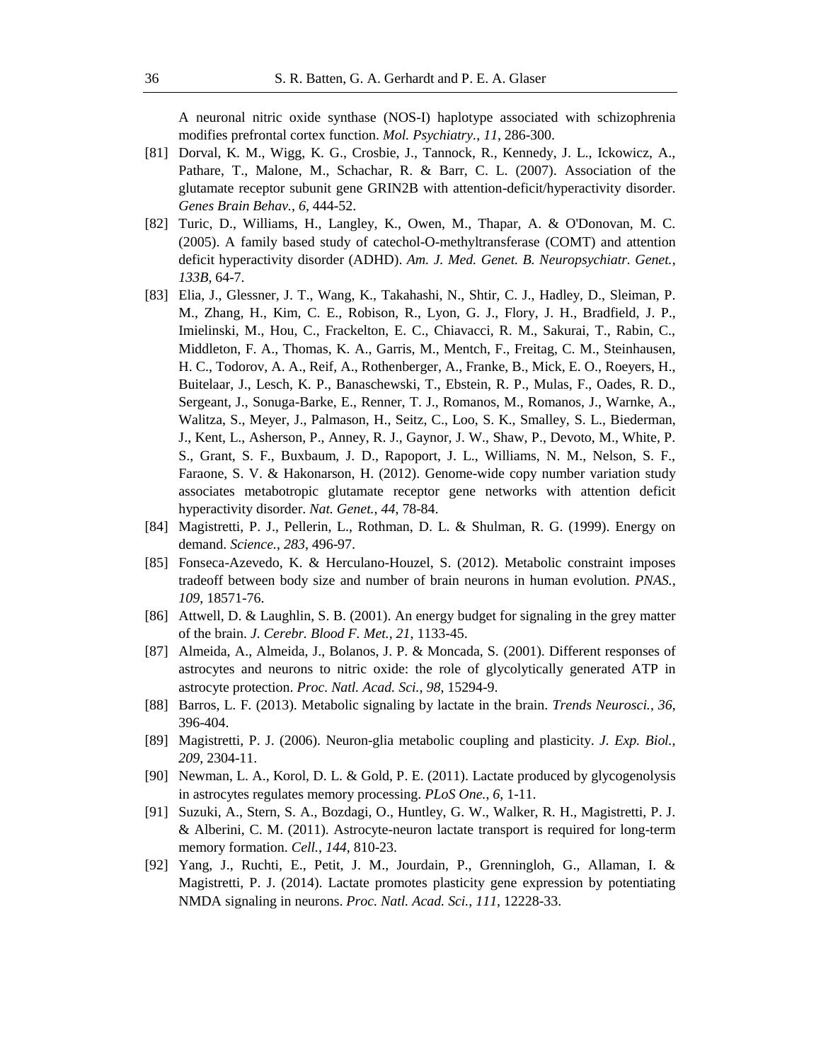A neuronal nitric oxide synthase (NOS-I) haplotype associated with schizophrenia modifies prefrontal cortex function. *Mol. Psychiatry.*, *11*, 286-300.

[81] Dorval, K. M., Wigg, K. G., Crosbie, J., Tannock, R., Kennedy, J. L., Ickowicz, A., Pathare, T., Malone, M., Schachar, R. & Barr, C. L. (2007). Association of the glutamate receptor subunit gene GRIN2B with attention-deficit/hyperactivity disorder. *Genes Brain Behav.*, *6*, 444-52.

[82] Turic, D., Williams, H., Langley, K., Owen, M., Thapar, A. & O'Donovan, M. C. (2005). A family based study of catechol-O-methyltransferase (COMT) and attention deficit hyperactivity disorder (ADHD). *Am. J. Med. Genet. B. Neuropsychiatr. Genet.*, *133B*, 64-7.

[83] Elia, J., Glessner, J. T., Wang, K., Takahashi, N., Shtir, C. J., Hadley, D., Sleiman, P. M., Zhang, H., Kim, C. E., Robison, R., Lyon, G. J., Flory, J. H., Bradfield, J. P., Imielinski, M., Hou, C., Frackelton, E. C., Chiavacci, R. M., Sakurai, T., Rabin, C., Middleton, F. A., Thomas, K. A., Garris, M., Mentch, F., Freitag, C. M., Steinhausen, H. C., Todorov, A. A., Reif, A., Rothenberger, A., Franke, B., Mick, E. O., Roeyers, H., Buitelaar, J., Lesch, K. P., Banaschewski, T., Ebstein, R. P., Mulas, F., Oades, R. D., Sergeant, J., Sonuga-Barke, E., Renner, T. J., Romanos, M., Romanos, J., Warnke, A., Walitza, S., Meyer, J., Palmason, H., Seitz, C., Loo, S. K., Smalley, S. L., Biederman, J., Kent, L., Asherson, P., Anney, R. J., Gaynor, J. W., Shaw, P., Devoto, M., White, P. S., Grant, S. F., Buxbaum, J. D., Rapoport, J. L., Williams, N. M., Nelson, S. F., Faraone, S. V. & Hakonarson, H. (2012). Genome-wide copy number variation study associates metabotropic glutamate receptor gene networks with attention deficit hyperactivity disorder. *Nat. Genet.*, *44*, 78-84.

[84] Magistretti, P. J., Pellerin, L., Rothman, D. L. & Shulman, R. G. (1999). Energy on demand. *Science.*, *283*, 496-97.

[85] Fonseca-Azevedo, K. & Herculano-Houzel, S. (2012). Metabolic constraint imposes tradeoff between body size and number of brain neurons in human evolution. *PNAS.*, *109*, 18571-76.

[86] Attwell, D. & Laughlin, S. B. (2001). An energy budget for signaling in the grey matter of the brain. *J. Cerebr. Blood F. Met.*, *21*, 1133-45.

[87] Almeida, A., Almeida, J., Bolanos, J. P. & Moncada, S. (2001). Different responses of astrocytes and neurons to nitric oxide: the role of glycolytically generated ATP in astrocyte protection. *Proc. Natl. Acad. Sci.*, *98*, 15294-9.

[88] Barros, L. F. (2013). Metabolic signaling by lactate in the brain. *Trends Neurosci.*, *36*, 396-404.

[89] Magistretti, P. J. (2006). Neuron-glia metabolic coupling and plasticity. *J. Exp. Biol.*, *209*, 2304-11.

[90] Newman, L. A., Korol, D. L. & Gold, P. E. (2011). Lactate produced by glycogenolysis in astrocytes regulates memory processing. *PLoS One.*, *6*, 1-11.

[91] Suzuki, A., Stern, S. A., Bozdagi, O., Huntley, G. W., Walker, R. H., Magistretti, P. J. & Alberini, C. M. (2011). Astrocyte-neuron lactate transport is required for long-term memory formation. *Cell.*, *144*, 810-23.

[92] Yang, J., Ruchti, E., Petit, J. M., Jourdain, P., Grenningloh, G., Allaman, I. & Magistretti, P. J. (2014). Lactate promotes plasticity gene expression by potentiating NMDA signaling in neurons. *Proc. Natl. Acad. Sci.*, *111*, 12228-33.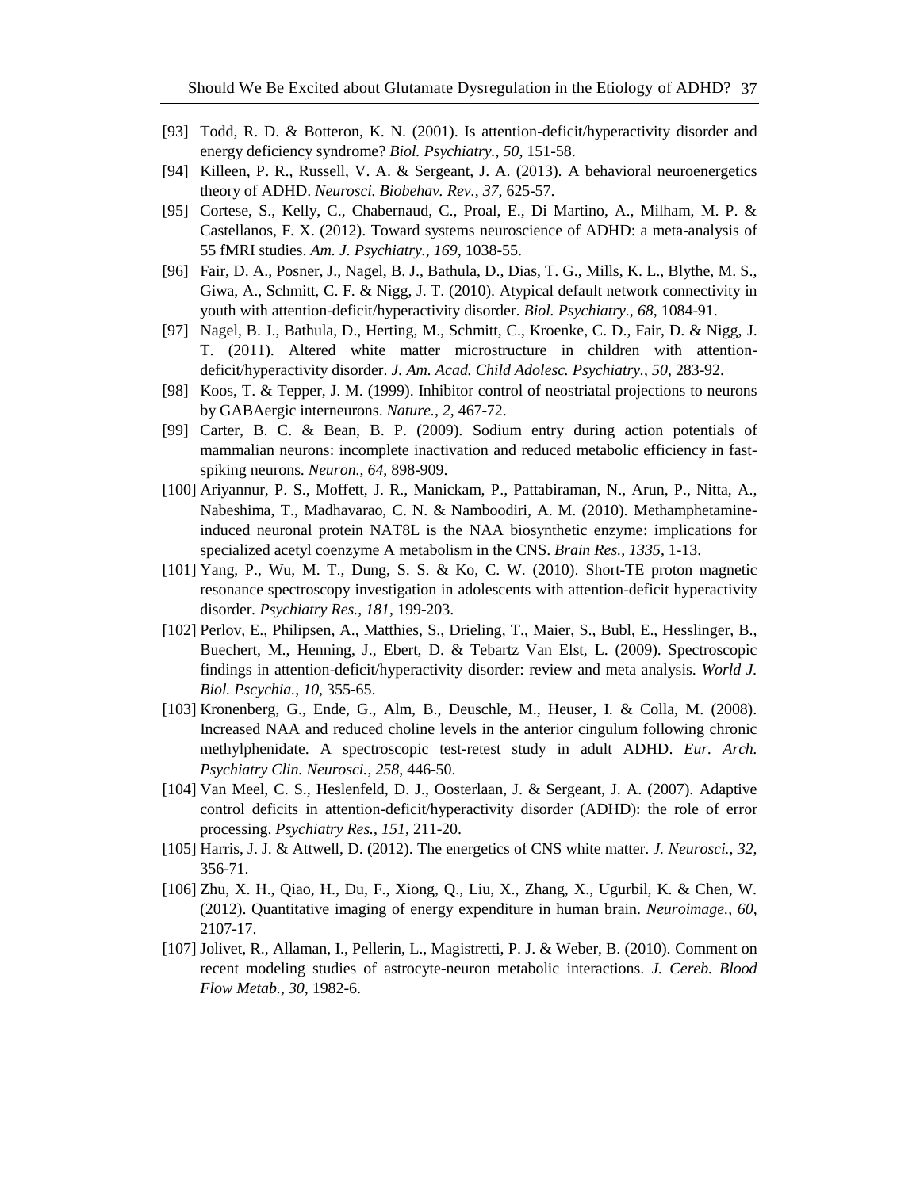[93] Todd, R. D. & Botteron, K. N. (2001). Is attention-deficit/hyperactivity disorder and energy deficiency syndrome? *Biol. Psychiatry.*, *50*, 151-58.

[94] Killeen, P. R., Russell, V. A. & Sergeant, J. A. (2013). A behavioral neuroenergetics theory of ADHD. *Neurosci. Biobehav. Rev.*, *37*, 625-57.

[95] Cortese, S., Kelly, C., Chabernaud, C., Proal, E., Di Martino, A., Milham, M. P. & Castellanos, F. X. (2012). Toward systems neuroscience of ADHD: a meta-analysis of 55 fMRI studies. *Am. J. Psychiatry.*, *169*, 1038-55.

[96] Fair, D. A., Posner, J., Nagel, B. J., Bathula, D., Dias, T. G., Mills, K. L., Blythe, M. S., Giwa, A., Schmitt, C. F. & Nigg, J. T. (2010). Atypical default network connectivity in youth with attention-deficit/hyperactivity disorder. *Biol. Psychiatry.*, *68*, 1084-91.

[97] Nagel, B. J., Bathula, D., Herting, M., Schmitt, C., Kroenke, C. D., Fair, D. & Nigg, J. T. (2011). Altered white matter microstructure in children with attention-deficit/hyperactivity disorder. *J. Am. Acad. Child Adolesc. Psychiatry.*, *50*, 283-92.

[98] Koos, T. & Tepper, J. M. (1999). Inhibitor control of neostriatal projections to neurons by GABAergic interneurons. *Nature.*, *2*, 467-72.

[99] Carter, B. C. & Bean, B. P. (2009). Sodium entry during action potentials of mammalian neurons: incomplete inactivation and reduced metabolic efficiency in fast-spiking neurons. *Neuron.*, *64*, 898-909.

[100] Ariyannur, P. S., Moffett, J. R., Manickam, P., Pattabiraman, N., Arun, P., Nitta, A., Nabeshima, T., Madhavarao, C. N. & Namboodiri, A. M. (2010). Methamphetamine-induced neuronal protein NAT8L is the NAA biosynthetic enzyme: implications for specialized acetyl coenzyme A metabolism in the CNS. *Brain Res.*, *1335*, 1-13.

[101] Yang, P., Wu, M. T., Dung, S. S. & Ko, C. W. (2010). Short-TE proton magnetic resonance spectroscopy investigation in adolescents with attention-deficit hyperactivity disorder. *Psychiatry Res.*, *181*, 199-203.

[102] Perlov, E., Philipsen, A., Matthies, S., Drieling, T., Maier, S., Bubl, E., Hesslinger, B., Buechert, M., Henning, J., Ebert, D. & Tebartz Van Elst, L. (2009). Spectroscopic findings in attention-deficit/hyperactivity disorder: review and meta analysis. *World J. Biol. Pscychia.*, *10*, 355-65.

[103] Kronenberg, G., Ende, G., Alm, B., Deuschle, M., Heuser, I. & Colla, M. (2008). Increased NAA and reduced choline levels in the anterior cingulum following chronic methylphenidate. A spectroscopic test-retest study in adult ADHD. *Eur. Arch. Psychiatry Clin. Neurosci.*, *258*, 446-50.

[104] Van Meel, C. S., Heslenfeld, D. J., Oosterlaan, J. & Sergeant, J. A. (2007). Adaptive control deficits in attention-deficit/hyperactivity disorder (ADHD): the role of error processing. *Psychiatry Res.*, *151*, 211-20.

[105] Harris, J. J. & Attwell, D. (2012). The energetics of CNS white matter. *J. Neurosci.*, *32*, 356-71.

[106] Zhu, X. H., Qiao, H., Du, F., Xiong, Q., Liu, X., Zhang, X., Ugurbil, K. & Chen, W. (2012). Quantitative imaging of energy expenditure in human brain. *Neuroimage.*, *60*, 2107-17.

[107] Jolivet, R., Allaman, I., Pellerin, L., Magistretti, P. J. & Weber, B. (2010). Comment on recent modeling studies of astrocyte-neuron metabolic interactions. *J. Cereb. Blood Flow Metab.*, *30*, 1982-6.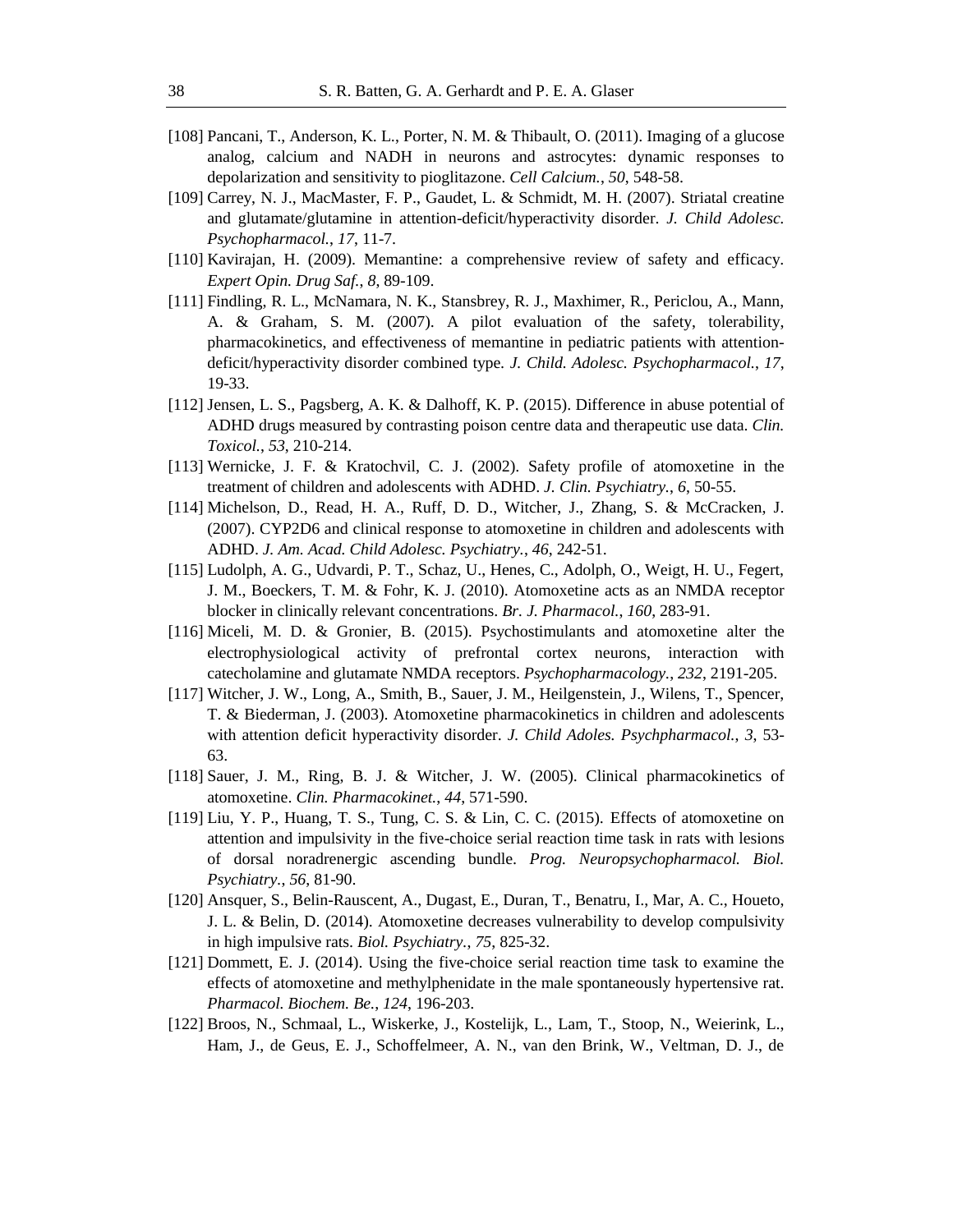[108] Pancani, T., Anderson, K. L., Porter, N. M. & Thibault, O. (2011). Imaging of a glucose analog, calcium and NADH in neurons and astrocytes: dynamic responses to depolarization and sensitivity to pioglitazone. *Cell Calcium.*, *50*, 548-58.

[109] Carrey, N. J., MacMaster, F. P., Gaudet, L. & Schmidt, M. H. (2007). Striatal creatine and glutamate/glutamine in attention-deficit/hyperactivity disorder. *J. Child Adolesc. Psychopharmacol.*, *17*, 11-7.

[110] Kavirajan, H. (2009). Memantine: a comprehensive review of safety and efficacy. *Expert Opin. Drug Saf.*, *8*, 89-109.

[111] Findling, R. L., McNamara, N. K., Stansbrey, R. J., Maxhimer, R., Periclou, A., Mann, A. & Graham, S. M. (2007). A pilot evaluation of the safety, tolerability, pharmacokinetics, and effectiveness of memantine in pediatric patients with attention-deficit/hyperactivity disorder combined type. *J. Child. Adolesc. Psychopharmacol.*, *17*, 19-33.

[112] Jensen, L. S., Pagsberg, A. K. & Dalhoff, K. P. (2015). Difference in abuse potential of ADHD drugs measured by contrasting poison centre data and therapeutic use data. *Clin. Toxicol.*, *53*, 210-214.

[113] Wernicke, J. F. & Kratochvil, C. J. (2002). Safety profile of atomoxetine in the treatment of children and adolescents with ADHD. *J. Clin. Psychiatry.*, *6*, 50-55.

[114] Michelson, D., Read, H. A., Ruff, D. D., Witcher, J., Zhang, S. & McCracken, J. (2007). CYP2D6 and clinical response to atomoxetine in children and adolescents with ADHD. *J. Am. Acad. Child Adolesc. Psychiatry.*, *46*, 242-51.

[115] Ludolph, A. G., Udvardi, P. T., Schaz, U., Henes, C., Adolph, O., Weigt, H. U., Fegert, J. M., Boeckers, T. M. & Fohr, K. J. (2010). Atomoxetine acts as an NMDA receptor blocker in clinically relevant concentrations. *Br. J. Pharmacol.*, *160*, 283-91.

[116] Miceli, M. D. & Gronier, B. (2015). Psychostimulants and atomoxetine alter the electrophysiological activity of prefrontal cortex neurons, interaction with catecholamine and glutamate NMDA receptors. *Psychopharmacology.*, *232*, 2191-205.

[117] Witcher, J. W., Long, A., Smith, B., Sauer, J. M., Heilgenstein, J., Wilens, T., Spencer, T. & Biederman, J. (2003). Atomoxetine pharmacokinetics in children and adolescents with attention deficit hyperactivity disorder. *J. Child Adoles. Psychpharmacol.*, *3*, 53-63.

[118] Sauer, J. M., Ring, B. J. & Witcher, J. W. (2005). Clinical pharmacokinetics of atomoxetine. *Clin. Pharmacokinet.*, *44*, 571-590.

[119] Liu, Y. P., Huang, T. S., Tung, C. S. & Lin, C. C. (2015). Effects of atomoxetine on attention and impulsivity in the five-choice serial reaction time task in rats with lesions of dorsal noradrenergic ascending bundle. *Prog. Neuropsychopharmacol. Biol. Psychiatry.*, *56*, 81-90.

[120] Ansquer, S., Belin-Rauscent, A., Dugast, E., Duran, T., Benatru, I., Mar, A. C., Houeto, J. L. & Belin, D. (2014). Atomoxetine decreases vulnerability to develop compulsivity in high impulsive rats. *Biol. Psychiatry.*, *75*, 825-32.

[121] Dommett, E. J. (2014). Using the five-choice serial reaction time task to examine the effects of atomoxetine and methylphenidate in the male spontaneously hypertensive rat. *Pharmacol. Biochem. Be.*, *124*, 196-203.

[122] Broos, N., Schmaal, L., Wiskerke, J., Kostelijk, L., Lam, T., Stoop, N., Weierink, L., Ham, J., de Geus, E. J., Schoffelmeer, A. N., van den Brink, W., Veltman, D. J., de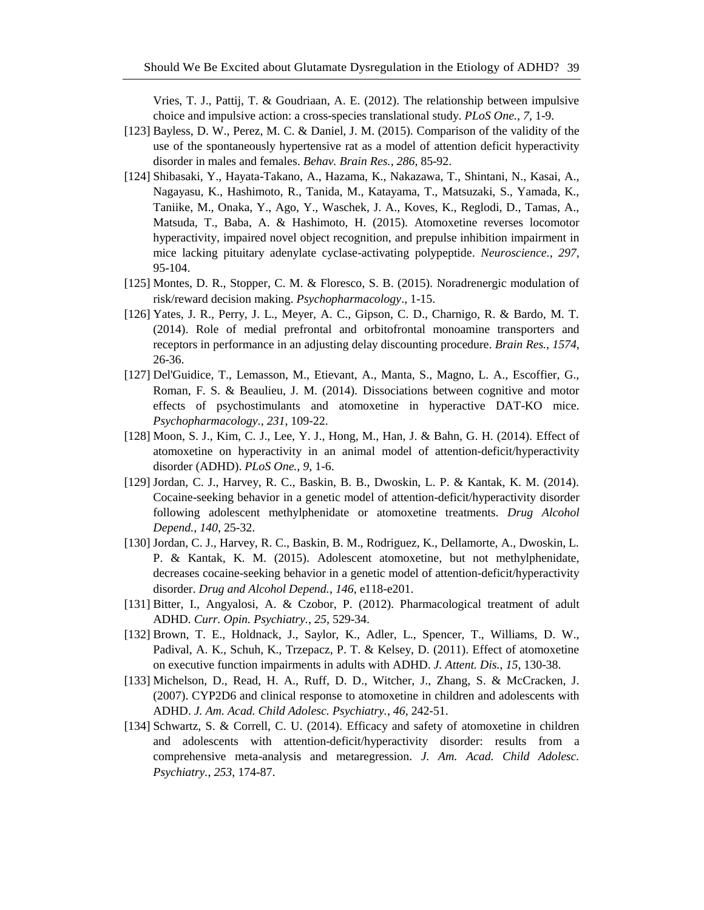Vries, T. J., Pattij, T. & Goudriaan, A. E. (2012). The relationship between impulsive choice and impulsive action: a cross-species translational study. *PLoS One.*, *7*, 1-9.

[123] Bayless, D. W., Perez, M. C. & Daniel, J. M. (2015). Comparison of the validity of the use of the spontaneously hypertensive rat as a model of attention deficit hyperactivity disorder in males and females. *Behav. Brain Res.*, *286*, 85-92.

[124] Shibasaki, Y., Hayata-Takano, A., Hazama, K., Nakazawa, T., Shintani, N., Kasai, A., Nagayasu, K., Hashimoto, R., Tanida, M., Katayama, T., Matsuzaki, S., Yamada, K., Taniike, M., Onaka, Y., Ago, Y., Waschek, J. A., Koves, K., Reglodi, D., Tamas, A., Matsuda, T., Baba, A. & Hashimoto, H. (2015). Atomoxetine reverses locomotor hyperactivity, impaired novel object recognition, and prepulse inhibition impairment in mice lacking pituitary adenylate cyclase-activating polypeptide. *Neuroscience.*, *297*, 95-104.

[125] Montes, D. R., Stopper, C. M. & Floresco, S. B. (2015). Noradrenergic modulation of risk/reward decision making. *Psychopharmacology*., 1-15.

[126] Yates, J. R., Perry, J. L., Meyer, A. C., Gipson, C. D., Charnigo, R. & Bardo, M. T. (2014). Role of medial prefrontal and orbitofrontal monoamine transporters and receptors in performance in an adjusting delay discounting procedure. *Brain Res.*, *1574*, 26-36.

[127] Del'Guidice, T., Lemasson, M., Etievant, A., Manta, S., Magno, L. A., Escoffier, G., Roman, F. S. & Beaulieu, J. M. (2014). Dissociations between cognitive and motor effects of psychostimulants and atomoxetine in hyperactive DAT-KO mice. *Psychopharmacology.*, *231*, 109-22.

[128] Moon, S. J., Kim, C. J., Lee, Y. J., Hong, M., Han, J. & Bahn, G. H. (2014). Effect of atomoxetine on hyperactivity in an animal model of attention-deficit/hyperactivity disorder (ADHD). *PLoS One.*, *9*, 1-6.

[129] Jordan, C. J., Harvey, R. C., Baskin, B. B., Dwoskin, L. P. & Kantak, K. M. (2014). Cocaine-seeking behavior in a genetic model of attention-deficit/hyperactivity disorder following adolescent methylphenidate or atomoxetine treatments. *Drug Alcohol Depend.*, *140*, 25-32.

[130] Jordan, C. J., Harvey, R. C., Baskin, B. M., Rodriguez, K., Dellamorte, A., Dwoskin, L. P. & Kantak, K. M. (2015). Adolescent atomoxetine, but not methylphenidate, decreases cocaine-seeking behavior in a genetic model of attention-deficit/hyperactivity disorder. *Drug and Alcohol Depend.*, *146*, e118-e201.

[131] Bitter, I., Angyalosi, A. & Czobor, P. (2012). Pharmacological treatment of adult ADHD. *Curr. Opin. Psychiatry.*, *25*, 529-34.

[132] Brown, T. E., Holdnack, J., Saylor, K., Adler, L., Spencer, T., Williams, D. W., Padival, A. K., Schuh, K., Trzepacz, P. T. & Kelsey, D. (2011). Effect of atomoxetine on executive function impairments in adults with ADHD. *J. Attent. Dis.*, *15*, 130-38.

[133] Michelson, D., Read, H. A., Ruff, D. D., Witcher, J., Zhang, S. & McCracken, J. (2007). CYP2D6 and clinical response to atomoxetine in children and adolescents with ADHD. *J. Am. Acad. Child Adolesc. Psychiatry.*, *46*, 242-51.

[134] Schwartz, S. & Correll, C. U. (2014). Efficacy and safety of atomoxetine in children and adolescents with attention-deficit/hyperactivity disorder: results from a comprehensive meta-analysis and metaregression. *J. Am. Acad. Child Adolesc. Psychiatry.*, *253*, 174-87.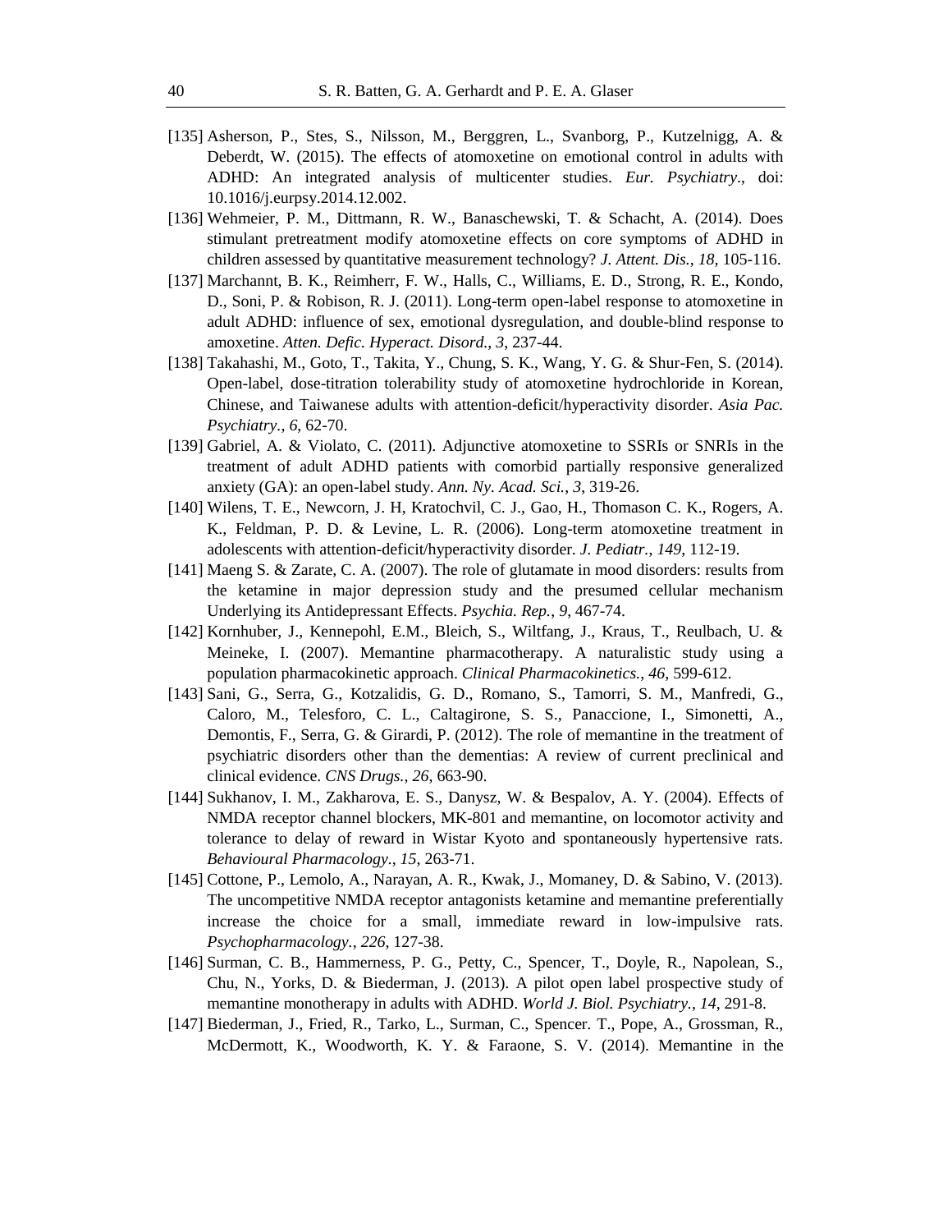[135] Asherson, P., Stes, S., Nilsson, M., Berggren, L., Svanborg, P., Kutzelnigg, A. & Deberdt, W. (2015). The effects of atomoxetine on emotional control in adults with ADHD: An integrated analysis of multicenter studies. *Eur. Psychiatry.*, doi: 10.1016/j.eurpsy.2014.12.002.

[136] Wehmeier, P. M., Dittmann, R. W., Banaschewski, T. & Schacht, A. (2014). Does stimulant pretreatment modify atomoxetine effects on core symptoms of ADHD in children assessed by quantitative measurement technology? *J. Attent. Dis.*, *18*, 105-116.

[137] Marchannt, B. K., Reimherr, F. W., Halls, C., Williams, E. D., Strong, R. E., Kondo, D., Soni, P. & Robison, R. J. (2011). Long-term open-label response to atomoxetine in adult ADHD: influence of sex, emotional dysregulation, and double-blind response to amoxetine. *Atten. Defic. Hyperact. Disord.*, *3*, 237-44.

[138] Takahashi, M., Goto, T., Takita, Y., Chung, S. K., Wang, Y. G. & Shur-Fen, S. (2014). Open-label, dose-titration tolerability study of atomoxetine hydrochloride in Korean, Chinese, and Taiwanese adults with attention-deficit/hyperactivity disorder. *Asia Pac. Psychiatry.*, *6*, 62-70.

[139] Gabriel, A. & Violato, C. (2011). Adjunctive atomoxetine to SSRIs or SNRIs in the treatment of adult ADHD patients with comorbid partially responsive generalized anxiety (GA): an open-label study. *Ann. Ny. Acad. Sci.*, *3*, 319-26.

[140] Wilens, T. E., Newcorn, J. H, Kratochvil, C. J., Gao, H., Thomason C. K., Rogers, A. K., Feldman, P. D. & Levine, L. R. (2006). Long-term atomoxetine treatment in adolescents with attention-deficit/hyperactivity disorder. *J. Pediatr.*, *149*, 112-19.

[141] Maeng S. & Zarate, C. A. (2007). The role of glutamate in mood disorders: results from the ketamine in major depression study and the presumed cellular mechanism Underlying its Antidepressant Effects. *Psychia. Rep.*, *9*, 467-74.

[142] Kornhuber, J., Kennepohl, E.M., Bleich, S., Wiltfang, J., Kraus, T., Reulbach, U. & Meineke, I. (2007). Memantine pharmacotherapy. A naturalistic study using a population pharmacokinetic approach. *Clinical Pharmacokinetics.*, *46*, 599-612.

[143] Sani, G., Serra, G., Kotzalidis, G. D., Romano, S., Tamorri, S. M., Manfredi, G., Caloro, M., Telesforo, C. L., Caltagirone, S. S., Panaccione, I., Simonetti, A., Demontis, F., Serra, G. & Girardi, P. (2012). The role of memantine in the treatment of psychiatric disorders other than the dementias: A review of current preclinical and clinical evidence. *CNS Drugs.*, *26*, 663-90.

[144] Sukhanov, I. M., Zakharova, E. S., Danysz, W. & Bespalov, A. Y. (2004). Effects of NMDA receptor channel blockers, MK-801 and memantine, on locomotor activity and tolerance to delay of reward in Wistar Kyoto and spontaneously hypertensive rats. *Behavioural Pharmacology.*, *15*, 263-71.

[145] Cottone, P., Lemolo, A., Narayan, A. R., Kwak, J., Momaney, D. & Sabino, V. (2013). The uncompetitive NMDA receptor antagonists ketamine and memantine preferentially increase the choice for a small, immediate reward in low-impulsive rats. *Psychopharmacology.*, *226*, 127-38.

[146] Surman, C. B., Hammerness, P. G., Petty, C., Spencer, T., Doyle, R., Napolean, S., Chu, N., Yorks, D. & Biederman, J. (2013). A pilot open label prospective study of memantine monotherapy in adults with ADHD. *World J. Biol. Psychiatry.*, *14*, 291-8.

[147] Biederman, J., Fried, R., Tarko, L., Surman, C., Spencer. T., Pope, A., Grossman, R., McDermott, K., Woodworth, K. Y. & Faraone, S. V. (2014). Memantine in the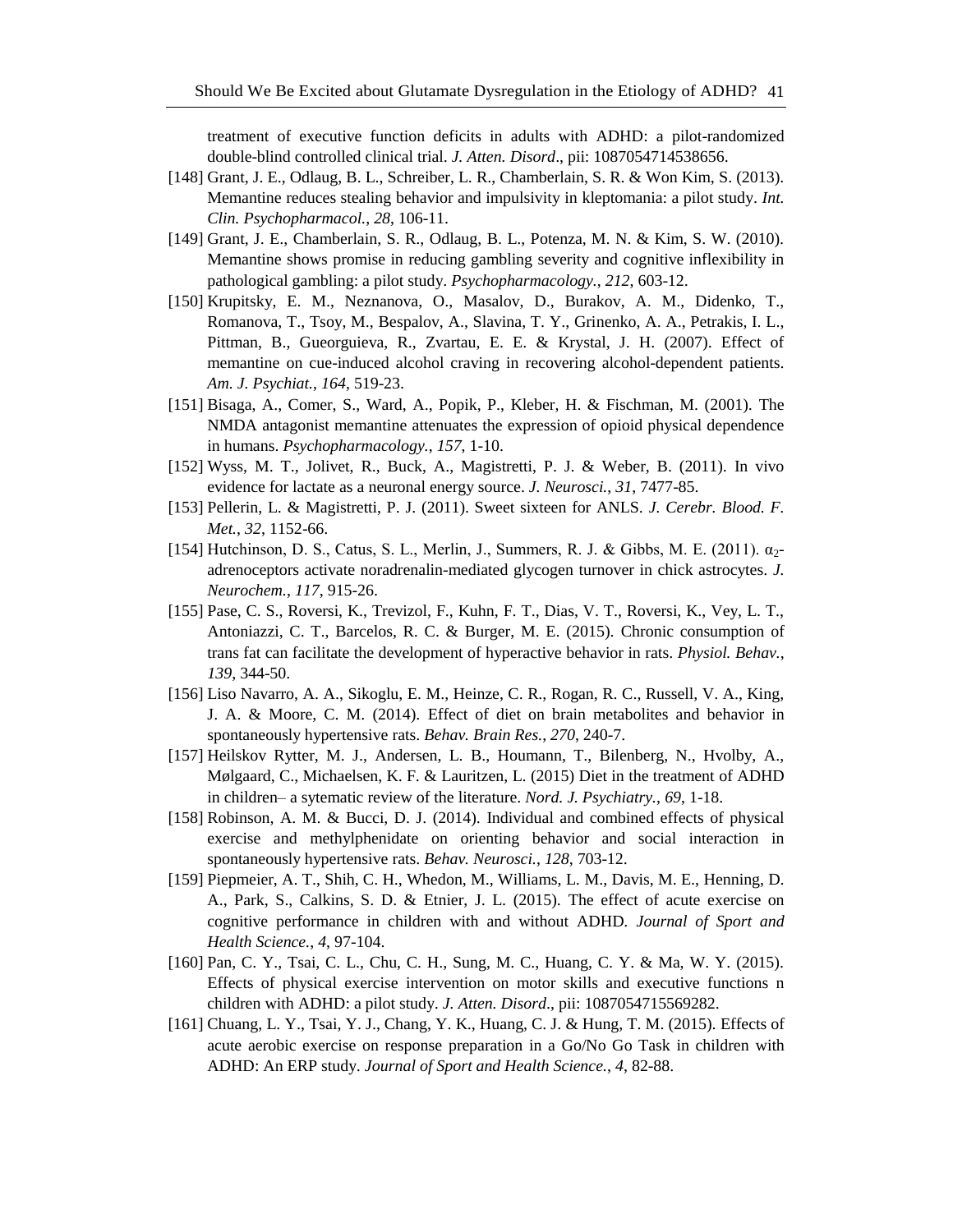treatment of executive function deficits in adults with ADHD: a pilot-randomized double-blind controlled clinical trial. *J. Atten. Disord*., pii: 1087054714538656.

[148] Grant, J. E., Odlaug, B. L., Schreiber, L. R., Chamberlain, S. R. & Won Kim, S. (2013). Memantine reduces stealing behavior and impulsivity in kleptomania: a pilot study. *Int. Clin. Psychopharmacol.*, *28*, 106-11.

[149] Grant, J. E., Chamberlain, S. R., Odlaug, B. L., Potenza, M. N. & Kim, S. W. (2010). Memantine shows promise in reducing gambling severity and cognitive inflexibility in pathological gambling: a pilot study. *Psychopharmacology.*, *212*, 603-12.

[150] Krupitsky, E. M., Neznanova, O., Masalov, D., Burakov, A. M., Didenko, T., Romanova, T., Tsoy, M., Bespalov, A., Slavina, T. Y., Grinenko, A. A., Petrakis, I. L., Pittman, B., Gueorguieva, R., Zvartau, E. E. & Krystal, J. H. (2007). Effect of memantine on cue-induced alcohol craving in recovering alcohol-dependent patients. *Am. J. Psychiat.*, *164*, 519-23.

[151] Bisaga, A., Comer, S., Ward, A., Popik, P., Kleber, H. & Fischman, M. (2001). The NMDA antagonist memantine attenuates the expression of opioid physical dependence in humans. *Psychopharmacology.*, *157*, 1-10.

[152] Wyss, M. T., Jolivet, R., Buck, A., Magistretti, P. J. & Weber, B. (2011). In vivo evidence for lactate as a neuronal energy source. *J. Neurosci.*, *31*, 7477-85.

[153] Pellerin, L. & Magistretti, P. J. (2011). Sweet sixteen for ANLS. *J. Cerebr. Blood. F. Met.*, *32*, 1152-66.

[154] Hutchinson, D. S., Catus, S. L., Merlin, J., Summers, R. J. & Gibbs, M. E. (2011). $\alpha_2$-adrenoceptors activate noradrenalin-mediated glycogen turnover in chick astrocytes. *J. Neurochem.*, *117*, 915-26.

[155] Pase, C. S., Roversi, K., Trevizol, F., Kuhn, F. T., Dias, V. T., Roversi, K., Vey, L. T., Antoniazzi, C. T., Barcelos, R. C. & Burger, M. E. (2015). Chronic consumption of trans fat can facilitate the development of hyperactive behavior in rats. *Physiol. Behav.*, *139*, 344-50.

[156] Liso Navarro, A. A., Sikoglu, E. M., Heinze, C. R., Rogan, R. C., Russell, V. A., King, J. A. & Moore, C. M. (2014). Effect of diet on brain metabolites and behavior in spontaneously hypertensive rats. *Behav. Brain Res.*, *270*, 240-7.

[157] Heilskov Rytter, M. J., Andersen, L. B., Houmann, T., Bilenberg, N., Hvolby, A., Mølgaard, C., Michaelsen, K. F. & Lauritzen, L. (2015) Diet in the treatment of ADHD in children– a sytematic review of the literature. *Nord. J. Psychiatry.*, *69*, 1-18.

[158] Robinson, A. M. & Bucci, D. J. (2014). Individual and combined effects of physical exercise and methylphenidate on orienting behavior and social interaction in spontaneously hypertensive rats. *Behav. Neurosci.*, *128*, 703-12.

[159] Piepmeier, A. T., Shih, C. H., Whedon, M., Williams, L. M., Davis, M. E., Henning, D. A., Park, S., Calkins, S. D. & Etnier, J. L. (2015). The effect of acute exercise on cognitive performance in children with and without ADHD. *Journal of Sport and Health Science.*, *4*, 97-104.

[160] Pan, C. Y., Tsai, C. L., Chu, C. H., Sung, M. C., Huang, C. Y. & Ma, W. Y. (2015). Effects of physical exercise intervention on motor skills and executive functions n children with ADHD: a pilot study. *J. Atten. Disord*., pii: 1087054715569282.

[161] Chuang, L. Y., Tsai, Y. J., Chang, Y. K., Huang, C. J. & Hung, T. M. (2015). Effects of acute aerobic exercise on response preparation in a Go/No Go Task in children with ADHD: An ERP study. *Journal of Sport and Health Science.*, *4*, 82-88.